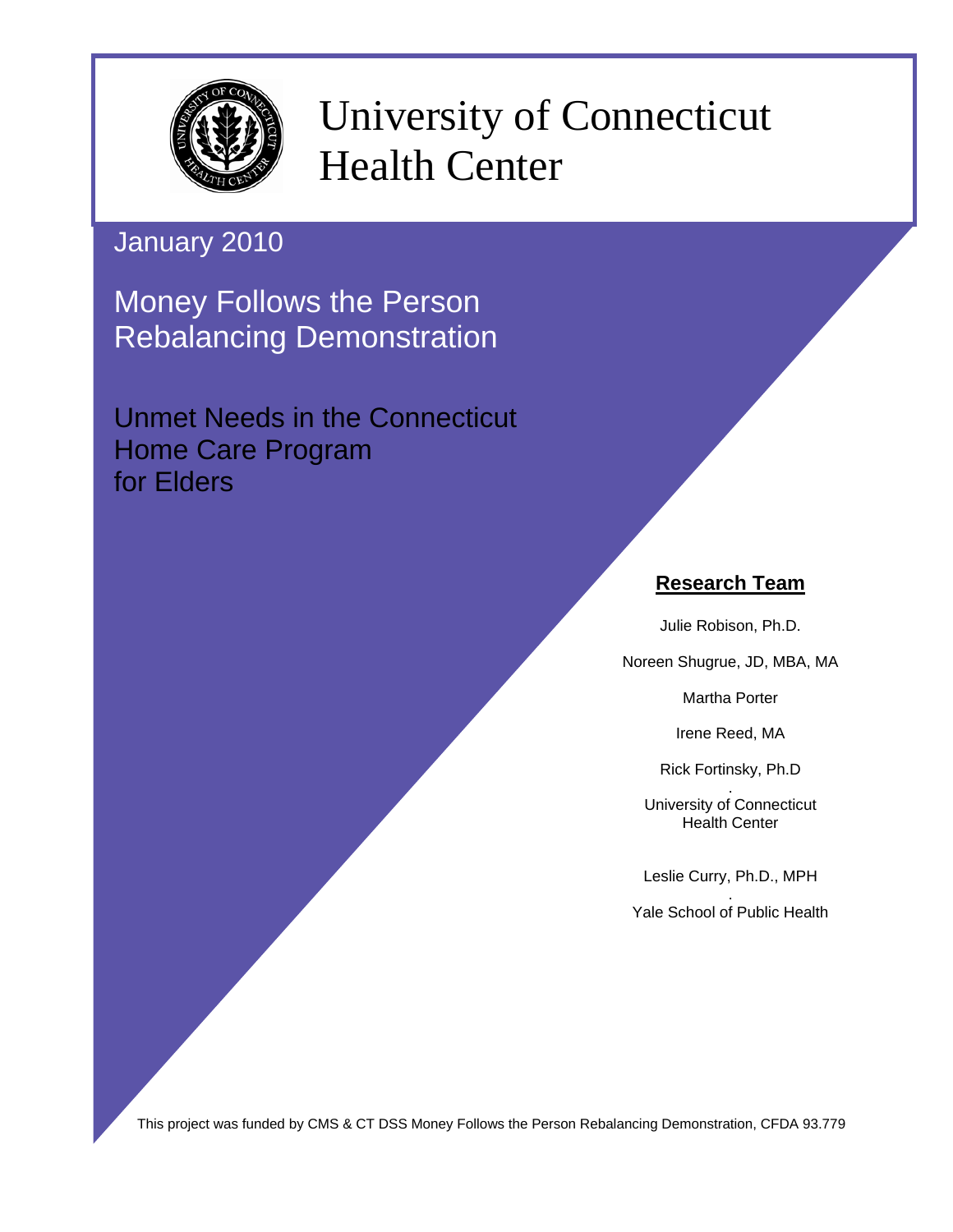# University of Connecticut Health Center

January 2010

## Money Follows the Person Rebalancing Demonstration

## Unmet Needs in the Connecticut Home Care Program for Elders

**Research Team**

Julie Robison, Ph.D.

Noreen Shugrue, JD, MBA, MA

Martha Porter

Irene Reed, MA

Rick Fortinsky, Ph.D

University of Connecticut Health Center

Leslie Curry, Ph.D., MPH

Yale School of Public Health

This project was funded by CMS & CT DSS Money Follows the Person Rebalancing Demonstration, CFDA 93.779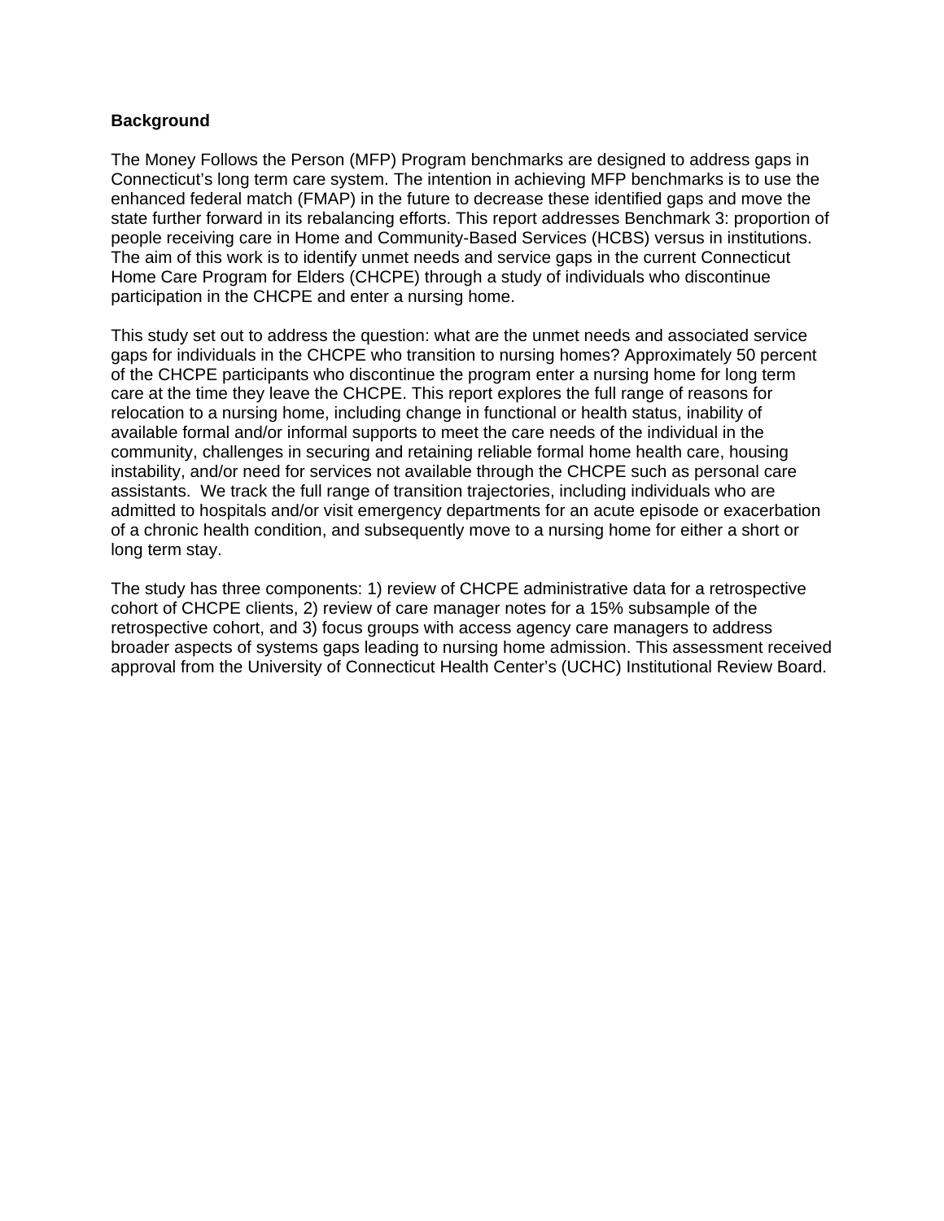## Background

The Money Follows the Person (MFP) Program benchmarks are designed to address gaps in Connecticut's long term care system. The intention in achieving MFP benchmarks is to use the enhanced federal match (FMAP) in the future to decrease these identified gaps and move the state further forward in its rebalancing efforts. This report addresses Benchmark 3: proportion of people receiving care in Home and Community-Based Services (HCBS) versus in institutions. The aim of this work is to identify unmet needs and service gaps in the current Connecticut Home Care Program for Elders (CHCPE) through a study of individuals who discontinue participation in the CHCPE and enter a nursing home.

This study set out to address the question: what are the unmet needs and associated service gaps for individuals in the CHCPE who transition to nursing homes? Approximately 50 percent of the CHCPE participants who discontinue the program enter a nursing home for long term care at the time they leave the CHCPE. This report explores the full range of reasons for relocation to a nursing home, including change in functional or health status, inability of available formal and/or informal supports to meet the care needs of the individual in the community, challenges in securing and retaining reliable formal home health care, housing instability, and/or need for services not available through the CHCPE such as personal care assistants. We track the full range of transition trajectories, including individuals who are admitted to hospitals and/or visit emergency departments for an acute episode or exacerbation of a chronic health condition, and subsequently move to a nursing home for either a short or long term stay.

The study has three components: 1) review of CHCPE administrative data for a retrospective cohort of CHCPE clients, 2) review of care manager notes for a 15% subsample of the retrospective cohort, and 3) focus groups with access agency care managers to address broader aspects of systems gaps leading to nursing home admission. This assessment received approval from the University of Connecticut Health Center's (UCHC) Institutional Review Board.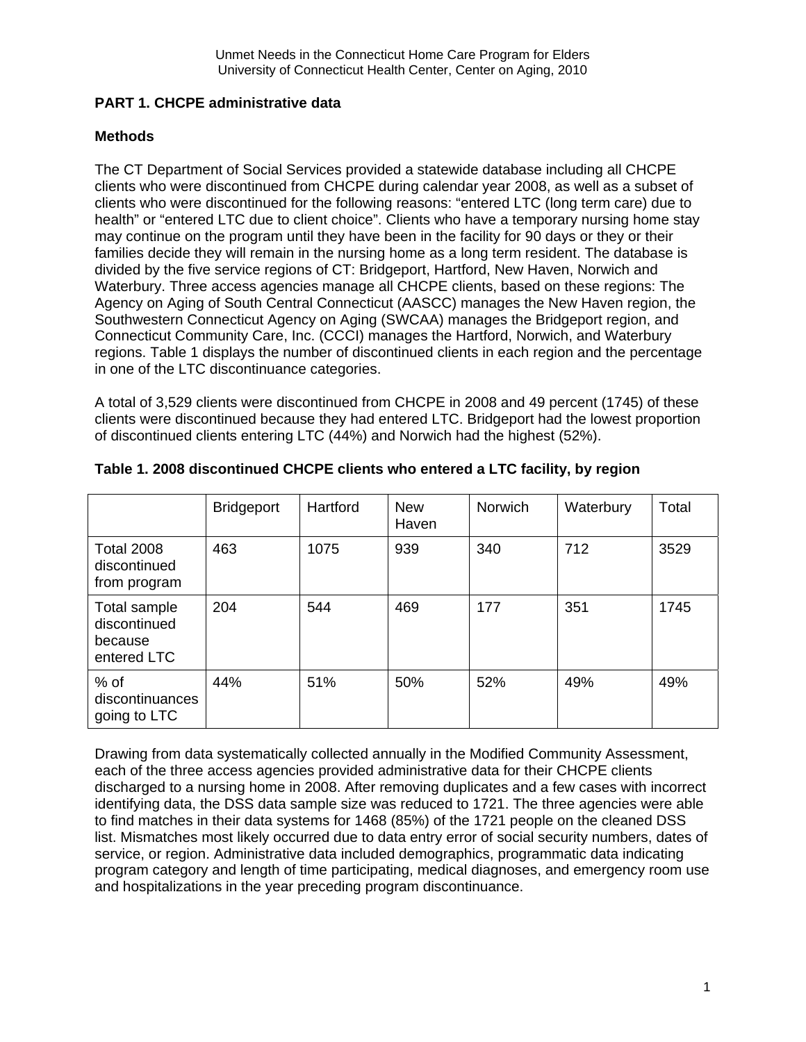## PART 1. CHCPE administrative data

### Methods

The CT Department of Social Services provided a statewide database including all CHCPE clients who were discontinued from CHCPE during calendar year 2008, as well as a subset of clients who were discontinued for the following reasons: "entered LTC (long term care) due to health" or "entered LTC due to client choice". Clients who have a temporary nursing home stay may continue on the program until they have been in the facility for 90 days or they or their families decide they will remain in the nursing home as a long term resident. The database is divided by the five service regions of CT: Bridgeport, Hartford, New Haven, Norwich and Waterbury. Three access agencies manage all CHCPE clients, based on these regions: The Agency on Aging of South Central Connecticut (AASCC) manages the New Haven region, the Southwestern Connecticut Agency on Aging (SWCAA) manages the Bridgeport region, and Connecticut Community Care, Inc. (CCCI) manages the Hartford, Norwich, and Waterbury regions. Table 1 displays the number of discontinued clients in each region and the percentage in one of the LTC discontinuance categories.

A total of 3,529 clients were discontinued from CHCPE in 2008 and 49 percent (1745) of these clients were discontinued because they had entered LTC. Bridgeport had the lowest proportion of discontinued clients entering LTC (44%) and Norwich had the highest (52%).

**Table 1. 2008 discontinued CHCPE clients who entered a LTC facility, by region**

| | Bridgeport | Hartford | New Haven | Norwich | Waterbury | Total |
|---|---|---|---|---|---|---|
| Total 2008 discontinued from program | 463 | 1075 | 939 | 340 | 712 | 3529 |
| Total sample discontinued because entered LTC | 204 | 544 | 469 | 177 | 351 | 1745 |
| % of discontinuances going to LTC | 44% | 51% | 50% | 52% | 49% | 49% |

Drawing from data systematically collected annually in the Modified Community Assessment, each of the three access agencies provided administrative data for their CHCPE clients discharged to a nursing home in 2008. After removing duplicates and a few cases with incorrect identifying data, the DSS data sample size was reduced to 1721. The three agencies were able to find matches in their data systems for 1468 (85%) of the 1721 people on the cleaned DSS list. Mismatches most likely occurred due to data entry error of social security numbers, dates of service, or region. Administrative data included demographics, programmatic data indicating program category and length of time participating, medical diagnoses, and emergency room use and hospitalizations in the year preceding program discontinuance.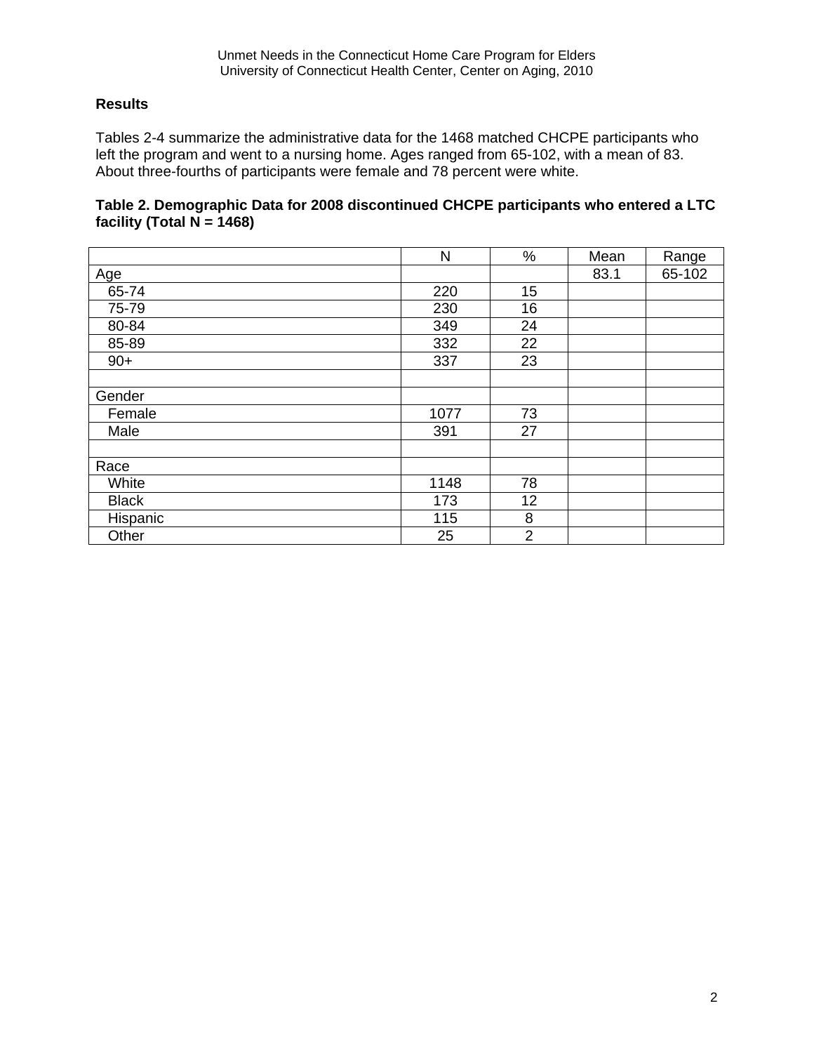**Results**

Tables 2-4 summarize the administrative data for the 1468 matched CHCPE participants who left the program and went to a nursing home. Ages ranged from 65-102, with a mean of 83. About three-fourths of participants were female and 78 percent were white.

**Table 2. Demographic Data for 2008 discontinued CHCPE participants who entered a LTC facility (Total N = 1468)**

| | N | % | Mean | Range |
|---|---|---|---|---|
| Age | | | 83.1 | 65-102 |
| 65-74 | 220 | 15 | | |
| 75-79 | 230 | 16 | | |
| 80-84 | 349 | 24 | | |
| 85-89 | 332 | 22 | | |
| 90+ | 337 | 23 | | |
| | | | | |
| Gender | | | | |
| Female | 1077 | 73 | | |
| Male | 391 | 27 | | |
| | | | | |
| Race | | | | |
| White | 1148 | 78 | | |
| Black | 173 | 12 | | |
| Hispanic | 115 | 8 | | |
| Other | 25 | 2 | | |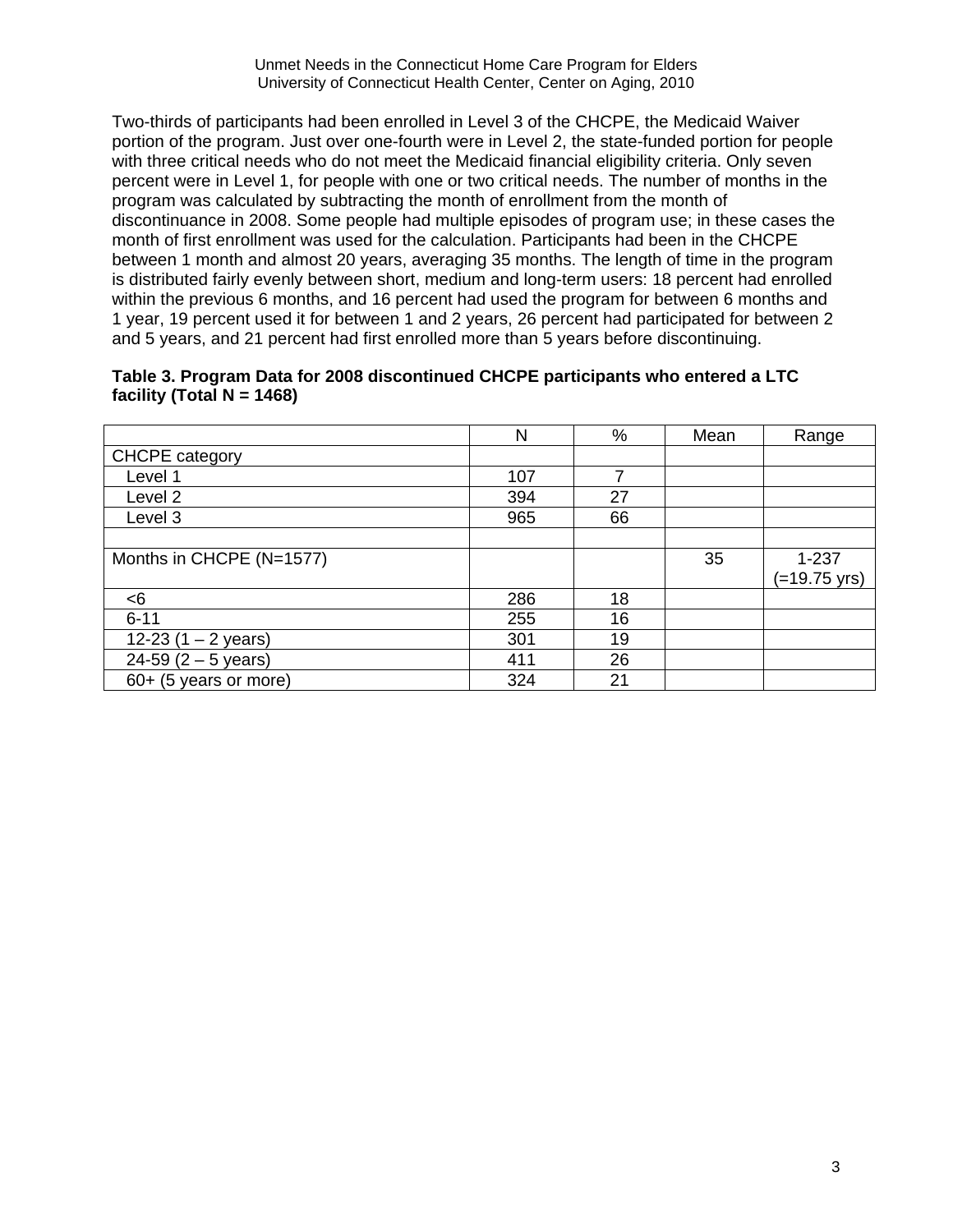Two-thirds of participants had been enrolled in Level 3 of the CHCPE, the Medicaid Waiver portion of the program. Just over one-fourth were in Level 2, the state-funded portion for people with three critical needs who do not meet the Medicaid financial eligibility criteria. Only seven percent were in Level 1, for people with one or two critical needs. The number of months in the program was calculated by subtracting the month of enrollment from the month of discontinuance in 2008. Some people had multiple episodes of program use; in these cases the month of first enrollment was used for the calculation. Participants had been in the CHCPE between 1 month and almost 20 years, averaging 35 months. The length of time in the program is distributed fairly evenly between short, medium and long-term users: 18 percent had enrolled within the previous 6 months, and 16 percent had used the program for between 6 months and 1 year, 19 percent used it for between 1 and 2 years, 26 percent had participated for between 2 and 5 years, and 21 percent had first enrolled more than 5 years before discontinuing.

**Table 3. Program Data for 2008 discontinued CHCPE participants who entered a LTC facility (Total N = 1468)**

| | N | % | Mean | Range |
|---|---|---|---|---|
| CHCPE category | | | | |
| Level 1 | 107 | 7 | | |
| Level 2 | 394 | 27 | | |
| Level 3 | 965 | 66 | | |
| | | | | |
| Months in CHCPE (N=1577) | | | 35 | 1-237 (=19.75 yrs) |
| <6 | 286 | 18 | | |
| 6-11 | 255 | 16 | | |
| 12-23 (1 – 2 years) | 301 | 19 | | |
| 24-59 (2 – 5 years) | 411 | 26 | | |
| 60+ (5 years or more) | 324 | 21 | | |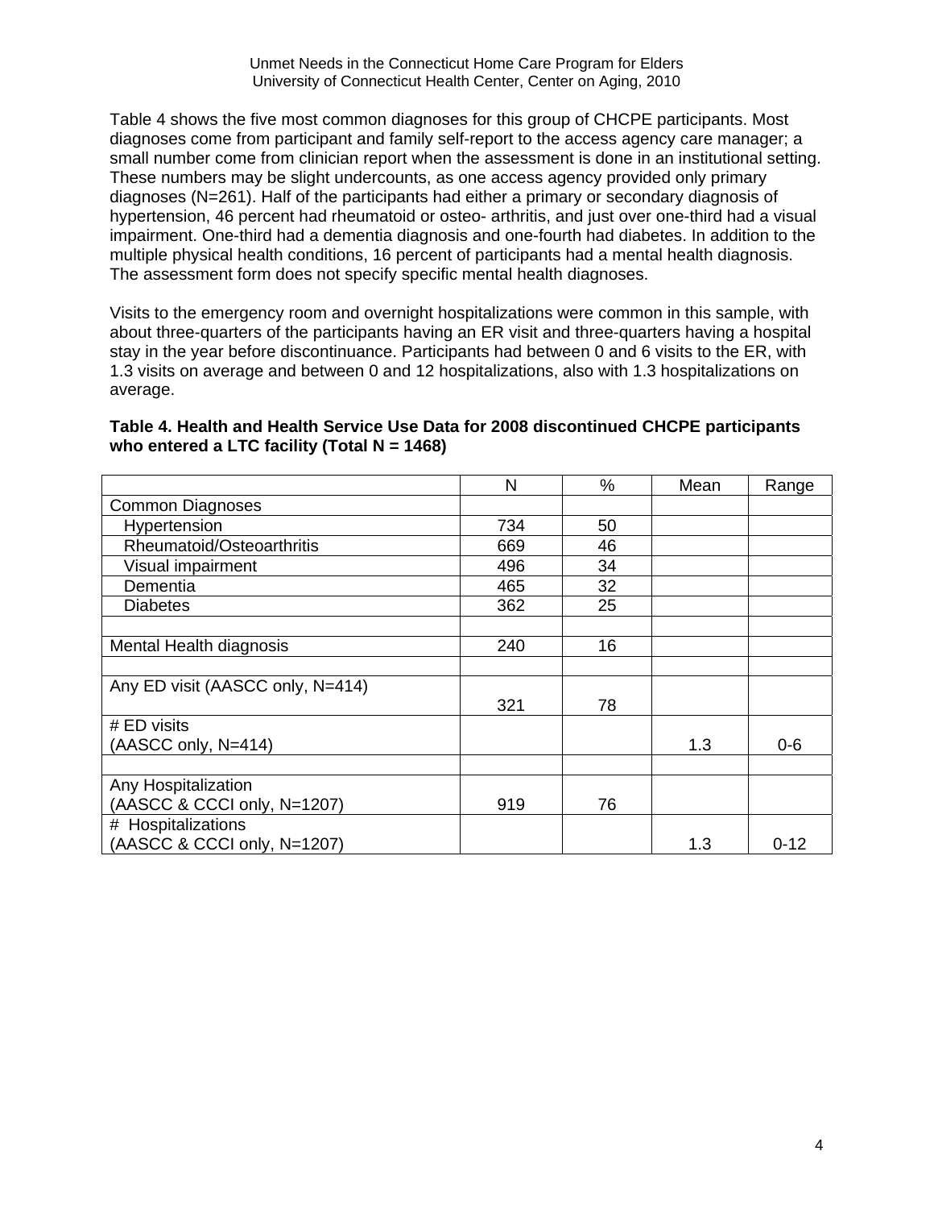Table 4 shows the five most common diagnoses for this group of CHCPE participants. Most diagnoses come from participant and family self-report to the access agency care manager; a small number come from clinician report when the assessment is done in an institutional setting. These numbers may be slight undercounts, as one access agency provided only primary diagnoses (N=261). Half of the participants had either a primary or secondary diagnosis of hypertension, 46 percent had rheumatoid or osteo- arthritis, and just over one-third had a visual impairment. One-third had a dementia diagnosis and one-fourth had diabetes. In addition to the multiple physical health conditions, 16 percent of participants had a mental health diagnosis. The assessment form does not specify specific mental health diagnoses.

Visits to the emergency room and overnight hospitalizations were common in this sample, with about three-quarters of the participants having an ER visit and three-quarters having a hospital stay in the year before discontinuance. Participants had between 0 and 6 visits to the ER, with 1.3 visits on average and between 0 and 12 hospitalizations, also with 1.3 hospitalizations on average.

**Table 4. Health and Health Service Use Data for 2008 discontinued CHCPE participants who entered a LTC facility (Total N = 1468)**

| | N | % | Mean | Range |
|---|---|---|---|---|
| Common Diagnoses | | | | |
| Hypertension | 734 | 50 | | |
| Rheumatoid/Osteoarthritis | 669 | 46 | | |
| Visual impairment | 496 | 34 | | |
| Dementia | 465 | 32 | | |
| Diabetes | 362 | 25 | | |
| | | | | |
| Mental Health diagnosis | 240 | 16 | | |
| | | | | |
| Any ED visit (AASCC only, N=414) | 321 | 78 | | |
| # ED visits (AASCC only, N=414) | | | 1.3 | 0-6 |
| | | | | |
| Any Hospitalization (AASCC & CCCI only, N=1207) | 919 | 76 | | |
| # Hospitalizations (AASCC & CCCI only, N=1207) | | | 1.3 | 0-12 |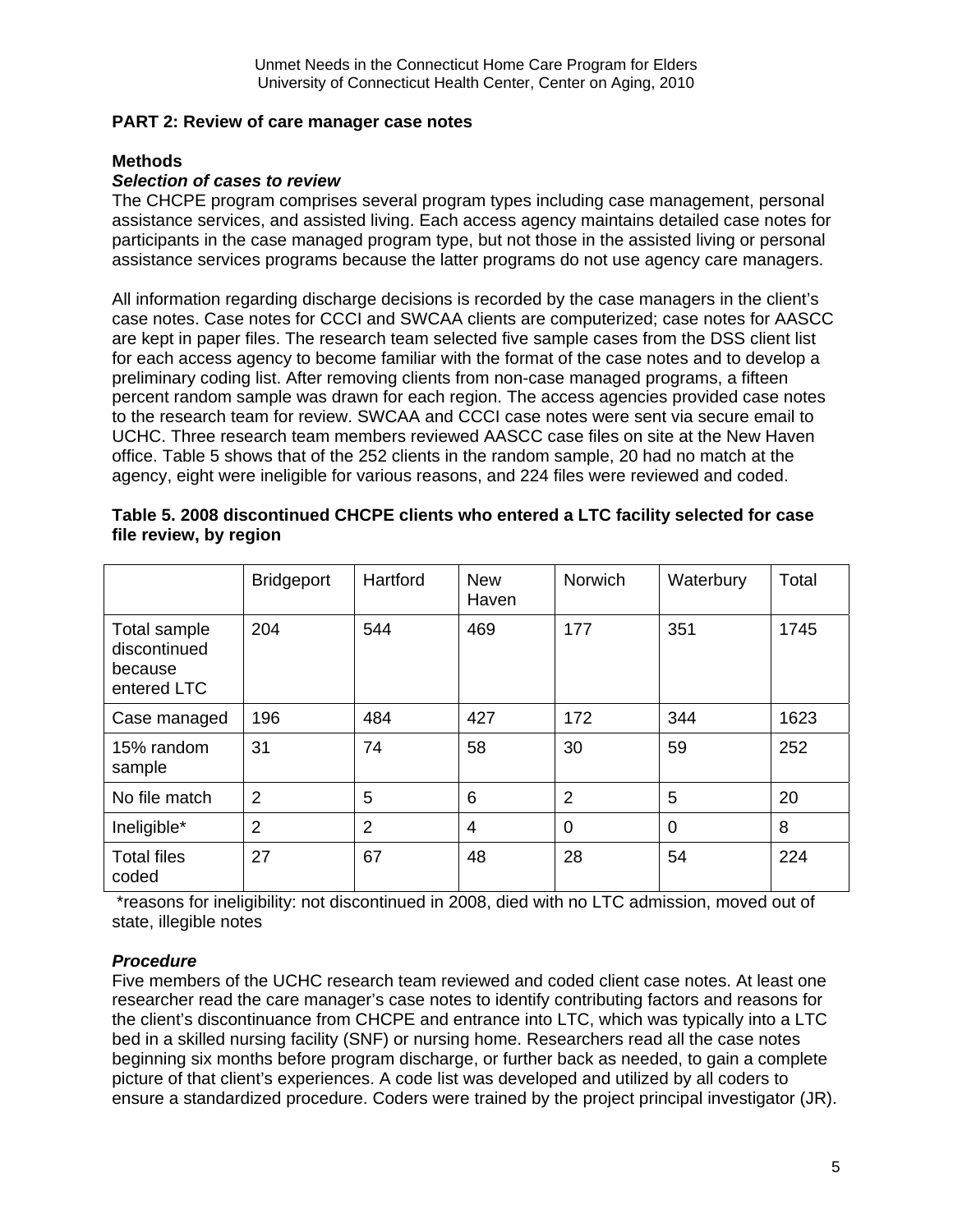## PART 2: Review of care manager case notes

### Methods

***Selection of cases to review***

The CHCPE program comprises several program types including case management, personal assistance services, and assisted living. Each access agency maintains detailed case notes for participants in the case managed program type, but not those in the assisted living or personal assistance services programs because the latter programs do not use agency care managers.

All information regarding discharge decisions is recorded by the case managers in the client's case notes. Case notes for CCCI and SWCAA clients are computerized; case notes for AASCC are kept in paper files. The research team selected five sample cases from the DSS client list for each access agency to become familiar with the format of the case notes and to develop a preliminary coding list. After removing clients from non-case managed programs, a fifteen percent random sample was drawn for each region. The access agencies provided case notes to the research team for review. SWCAA and CCCI case notes were sent via secure email to UCHC. Three research team members reviewed AASCC case files on site at the New Haven office. Table 5 shows that of the 252 clients in the random sample, 20 had no match at the agency, eight were ineligible for various reasons, and 224 files were reviewed and coded.

**Table 5. 2008 discontinued CHCPE clients who entered a LTC facility selected for case file review, by region**

| | Bridgeport | Hartford | New Haven | Norwich | Waterbury | Total |
|---|---|---|---|---|---|---|
| Total sample discontinued because entered LTC | 204 | 544 | 469 | 177 | 351 | 1745 |
| Case managed | 196 | 484 | 427 | 172 | 344 | 1623 |
| 15% random sample | 31 | 74 | 58 | 30 | 59 | 252 |
| No file match | 2 | 5 | 6 | 2 | 5 | 20 |
| Ineligible* | 2 | 2 | 4 | 0 | 0 | 8 |
| Total files coded | 27 | 67 | 48 | 28 | 54 | 224 |

*reasons for ineligibility: not discontinued in 2008, died with no LTC admission, moved out of state, illegible notes

***Procedure***

Five members of the UCHC research team reviewed and coded client case notes. At least one researcher read the care manager's case notes to identify contributing factors and reasons for the client's discontinuance from CHCPE and entrance into LTC, which was typically into a LTC bed in a skilled nursing facility (SNF) or nursing home. Researchers read all the case notes beginning six months before program discharge, or further back as needed, to gain a complete picture of that client's experiences. A code list was developed and utilized by all coders to ensure a standardized procedure. Coders were trained by the project principal investigator (JR).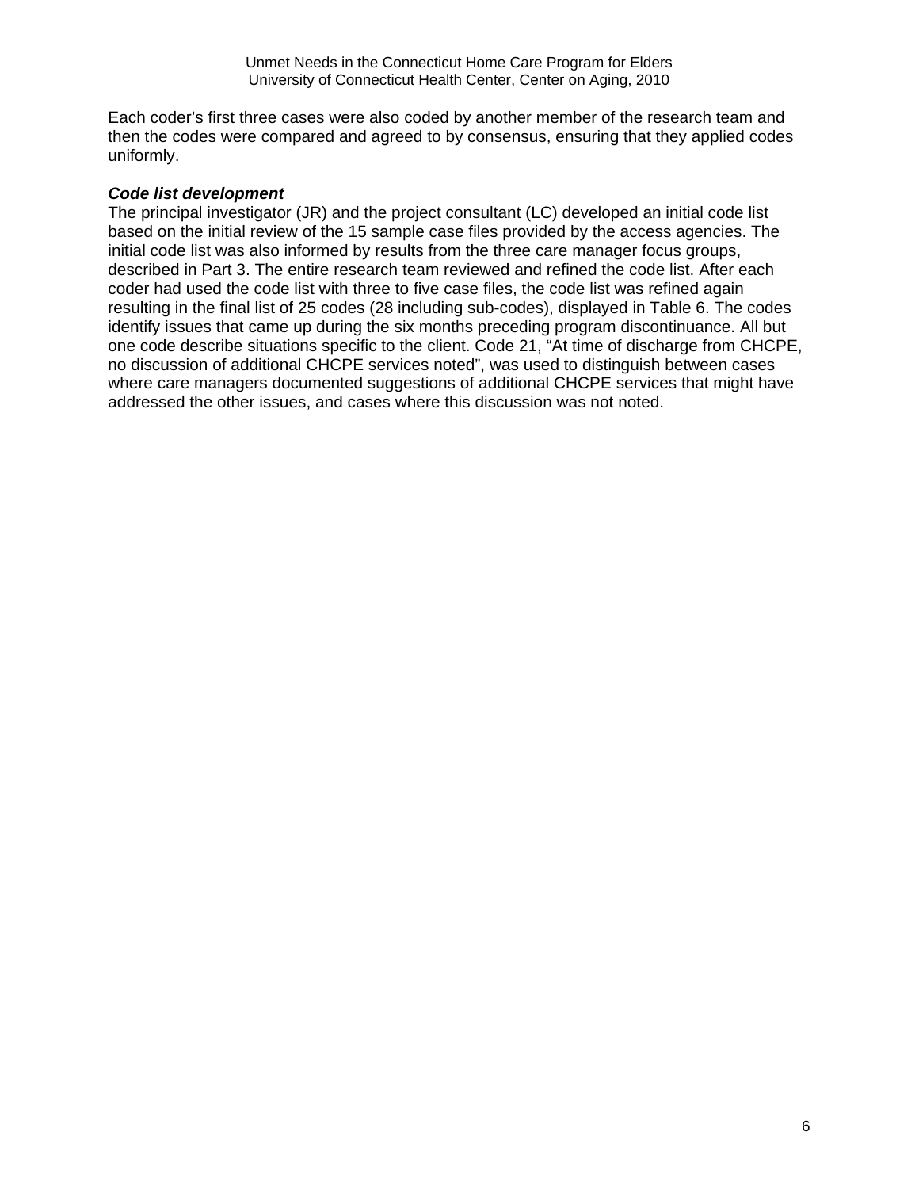Each coder's first three cases were also coded by another member of the research team and then the codes were compared and agreed to by consensus, ensuring that they applied codes uniformly.

***Code list development***

The principal investigator (JR) and the project consultant (LC) developed an initial code list based on the initial review of the 15 sample case files provided by the access agencies. The initial code list was also informed by results from the three care manager focus groups, described in Part 3. The entire research team reviewed and refined the code list. After each coder had used the code list with three to five case files, the code list was refined again resulting in the final list of 25 codes (28 including sub-codes), displayed in Table 6. The codes identify issues that came up during the six months preceding program discontinuance. All but one code describe situations specific to the client. Code 21, "At time of discharge from CHCPE, no discussion of additional CHCPE services noted", was used to distinguish between cases where care managers documented suggestions of additional CHCPE services that might have addressed the other issues, and cases where this discussion was not noted.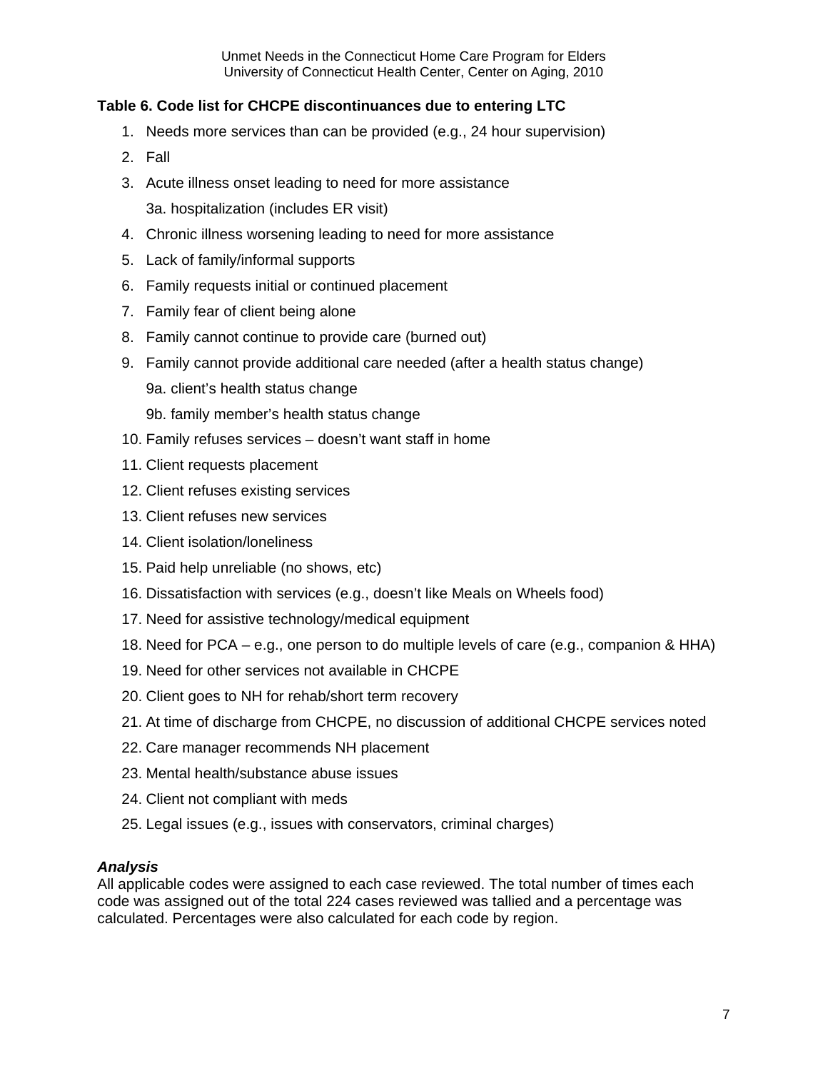**Table 6. Code list for CHCPE discontinuances due to entering LTC**

1. Needs more services than can be provided (e.g., 24 hour supervision)
2. Fall
3. Acute illness onset leading to need for more assistance

   3a. hospitalization (includes ER visit)
4. Chronic illness worsening leading to need for more assistance
5. Lack of family/informal supports
6. Family requests initial or continued placement
7. Family fear of client being alone
8. Family cannot continue to provide care (burned out)
9. Family cannot provide additional care needed (after a health status change)

   9a. client's health status change

   9b. family member's health status change
10. Family refuses services – doesn't want staff in home
11. Client requests placement
12. Client refuses existing services
13. Client refuses new services
14. Client isolation/loneliness
15. Paid help unreliable (no shows, etc)
16. Dissatisfaction with services (e.g., doesn't like Meals on Wheels food)
17. Need for assistive technology/medical equipment
18. Need for PCA – e.g., one person to do multiple levels of care (e.g., companion & HHA)
19. Need for other services not available in CHCPE
20. Client goes to NH for rehab/short term recovery
21. At time of discharge from CHCPE, no discussion of additional CHCPE services noted
22. Care manager recommends NH placement
23. Mental health/substance abuse issues
24. Client not compliant with meds
25. Legal issues (e.g., issues with conservators, criminal charges)

***Analysis***

All applicable codes were assigned to each case reviewed. The total number of times each code was assigned out of the total 224 cases reviewed was tallied and a percentage was calculated. Percentages were also calculated for each code by region.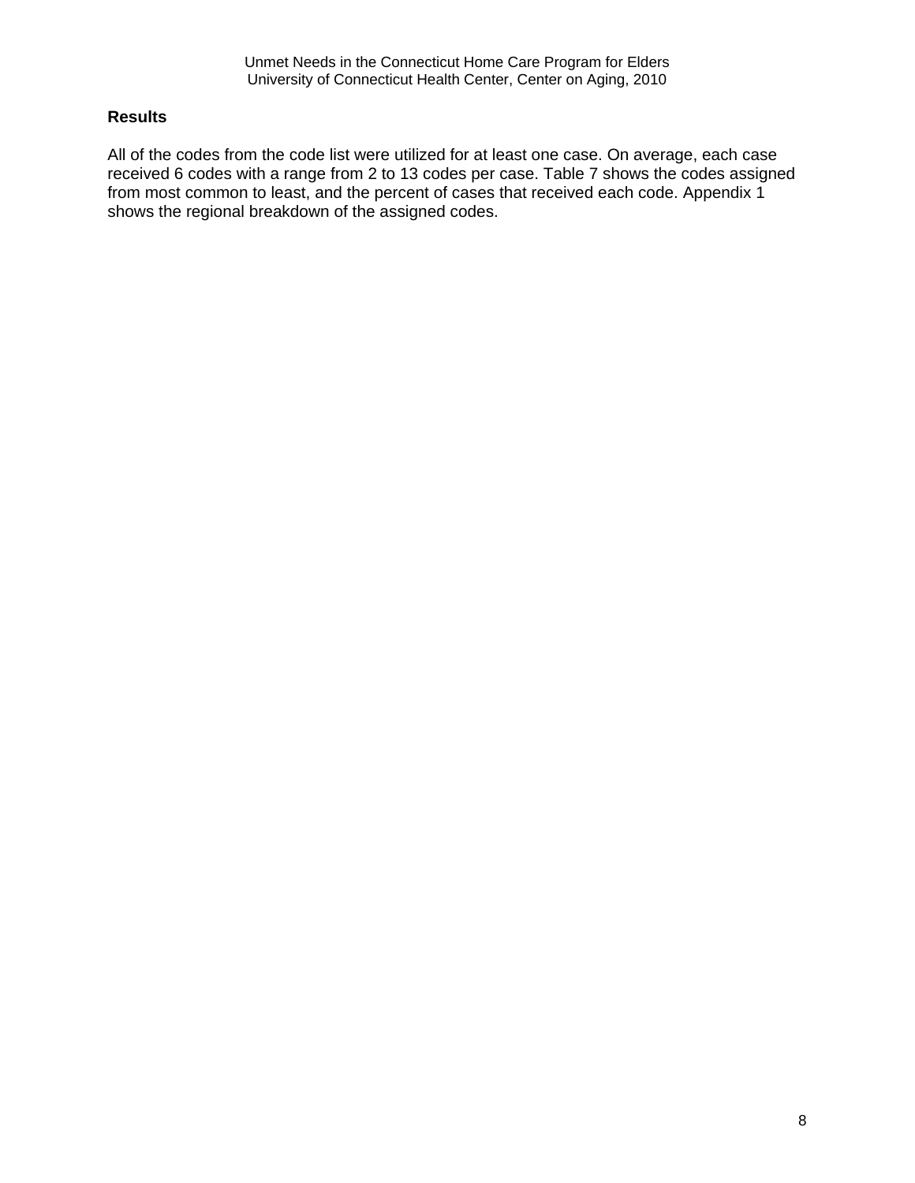## Results

All of the codes from the code list were utilized for at least one case. On average, each case received 6 codes with a range from 2 to 13 codes per case. Table 7 shows the codes assigned from most common to least, and the percent of cases that received each code. Appendix 1 shows the regional breakdown of the assigned codes.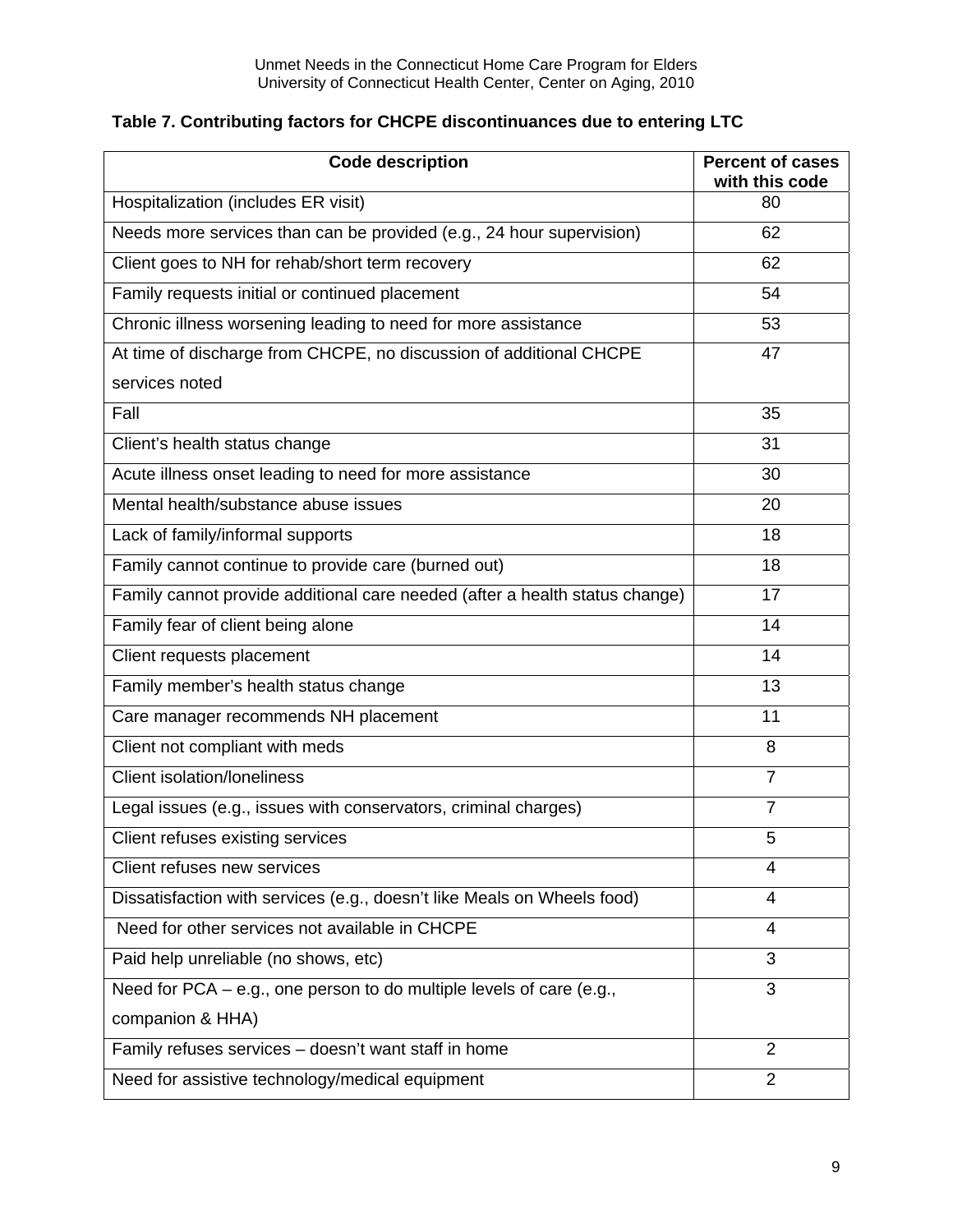**Table 7. Contributing factors for CHCPE discontinuances due to entering LTC**

| Code description | Percent of cases with this code |
|---|---|
| Hospitalization (includes ER visit) | 80 |
| Needs more services than can be provided (e.g., 24 hour supervision) | 62 |
| Client goes to NH for rehab/short term recovery | 62 |
| Family requests initial or continued placement | 54 |
| Chronic illness worsening leading to need for more assistance | 53 |
| At time of discharge from CHCPE, no discussion of additional CHCPE services noted | 47 |
| Fall | 35 |
| Client's health status change | 31 |
| Acute illness onset leading to need for more assistance | 30 |
| Mental health/substance abuse issues | 20 |
| Lack of family/informal supports | 18 |
| Family cannot continue to provide care (burned out) | 18 |
| Family cannot provide additional care needed (after a health status change) | 17 |
| Family fear of client being alone | 14 |
| Client requests placement | 14 |
| Family member's health status change | 13 |
| Care manager recommends NH placement | 11 |
| Client not compliant with meds | 8 |
| Client isolation/loneliness | 7 |
| Legal issues (e.g., issues with conservators, criminal charges) | 7 |
| Client refuses existing services | 5 |
| Client refuses new services | 4 |
| Dissatisfaction with services (e.g., doesn't like Meals on Wheels food) | 4 |
| Need for other services not available in CHCPE | 4 |
| Paid help unreliable (no shows, etc) | 3 |
| Need for PCA – e.g., one person to do multiple levels of care (e.g., companion & HHA) | 3 |
| Family refuses services – doesn't want staff in home | 2 |
| Need for assistive technology/medical equipment | 2 |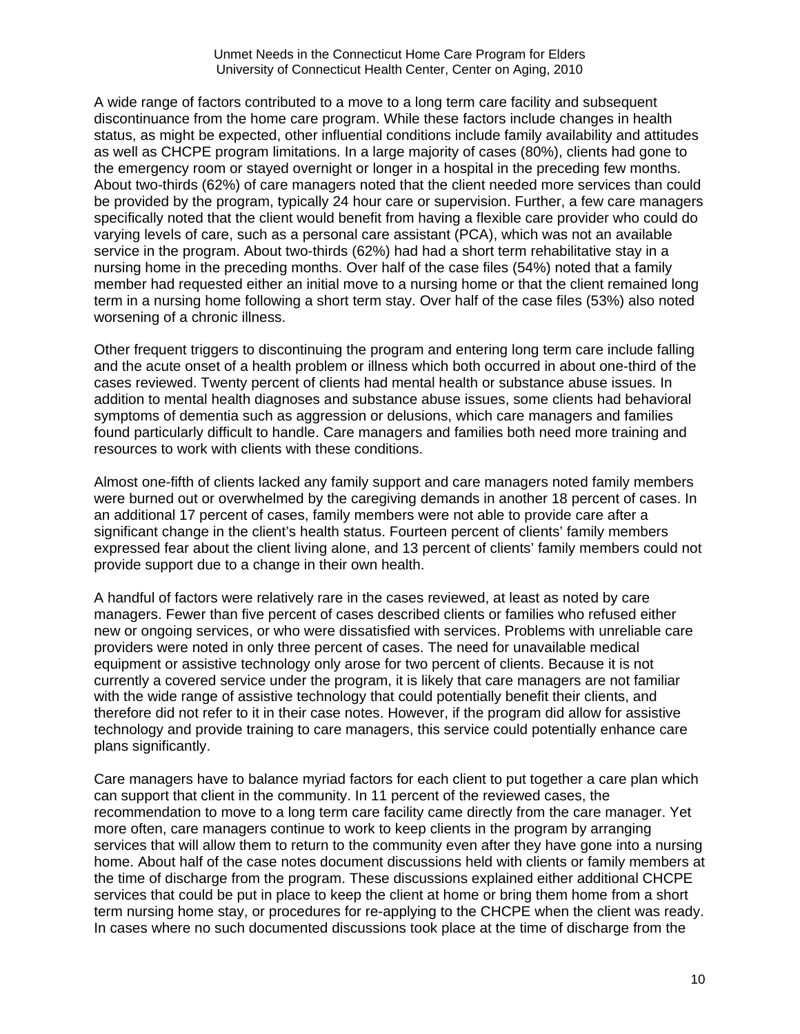A wide range of factors contributed to a move to a long term care facility and subsequent discontinuance from the home care program. While these factors include changes in health status, as might be expected, other influential conditions include family availability and attitudes as well as CHCPE program limitations. In a large majority of cases (80%), clients had gone to the emergency room or stayed overnight or longer in a hospital in the preceding few months. About two-thirds (62%) of care managers noted that the client needed more services than could be provided by the program, typically 24 hour care or supervision. Further, a few care managers specifically noted that the client would benefit from having a flexible care provider who could do varying levels of care, such as a personal care assistant (PCA), which was not an available service in the program. About two-thirds (62%) had had a short term rehabilitative stay in a nursing home in the preceding months. Over half of the case files (54%) noted that a family member had requested either an initial move to a nursing home or that the client remained long term in a nursing home following a short term stay. Over half of the case files (53%) also noted worsening of a chronic illness.

Other frequent triggers to discontinuing the program and entering long term care include falling and the acute onset of a health problem or illness which both occurred in about one-third of the cases reviewed. Twenty percent of clients had mental health or substance abuse issues. In addition to mental health diagnoses and substance abuse issues, some clients had behavioral symptoms of dementia such as aggression or delusions, which care managers and families found particularly difficult to handle. Care managers and families both need more training and resources to work with clients with these conditions.

Almost one-fifth of clients lacked any family support and care managers noted family members were burned out or overwhelmed by the caregiving demands in another 18 percent of cases. In an additional 17 percent of cases, family members were not able to provide care after a significant change in the client's health status. Fourteen percent of clients' family members expressed fear about the client living alone, and 13 percent of clients' family members could not provide support due to a change in their own health.

A handful of factors were relatively rare in the cases reviewed, at least as noted by care managers. Fewer than five percent of cases described clients or families who refused either new or ongoing services, or who were dissatisfied with services. Problems with unreliable care providers were noted in only three percent of cases. The need for unavailable medical equipment or assistive technology only arose for two percent of clients. Because it is not currently a covered service under the program, it is likely that care managers are not familiar with the wide range of assistive technology that could potentially benefit their clients, and therefore did not refer to it in their case notes. However, if the program did allow for assistive technology and provide training to care managers, this service could potentially enhance care plans significantly.

Care managers have to balance myriad factors for each client to put together a care plan which can support that client in the community. In 11 percent of the reviewed cases, the recommendation to move to a long term care facility came directly from the care manager. Yet more often, care managers continue to work to keep clients in the program by arranging services that will allow them to return to the community even after they have gone into a nursing home. About half of the case notes document discussions held with clients or family members at the time of discharge from the program. These discussions explained either additional CHCPE services that could be put in place to keep the client at home or bring them home from a short term nursing home stay, or procedures for re-applying to the CHCPE when the client was ready. In cases where no such documented discussions took place at the time of discharge from the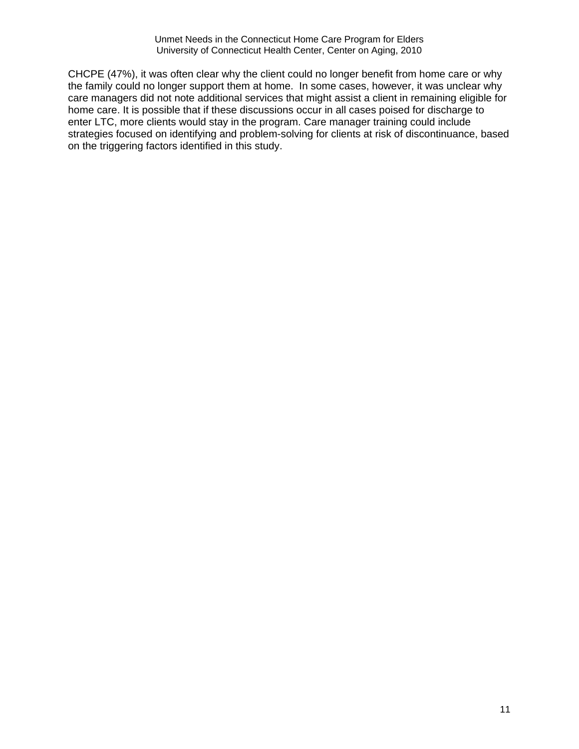CHCPE (47%), it was often clear why the client could no longer benefit from home care or why the family could no longer support them at home. In some cases, however, it was unclear why care managers did not note additional services that might assist a client in remaining eligible for home care. It is possible that if these discussions occur in all cases poised for discharge to enter LTC, more clients would stay in the program. Care manager training could include strategies focused on identifying and problem-solving for clients at risk of discontinuance, based on the triggering factors identified in this study.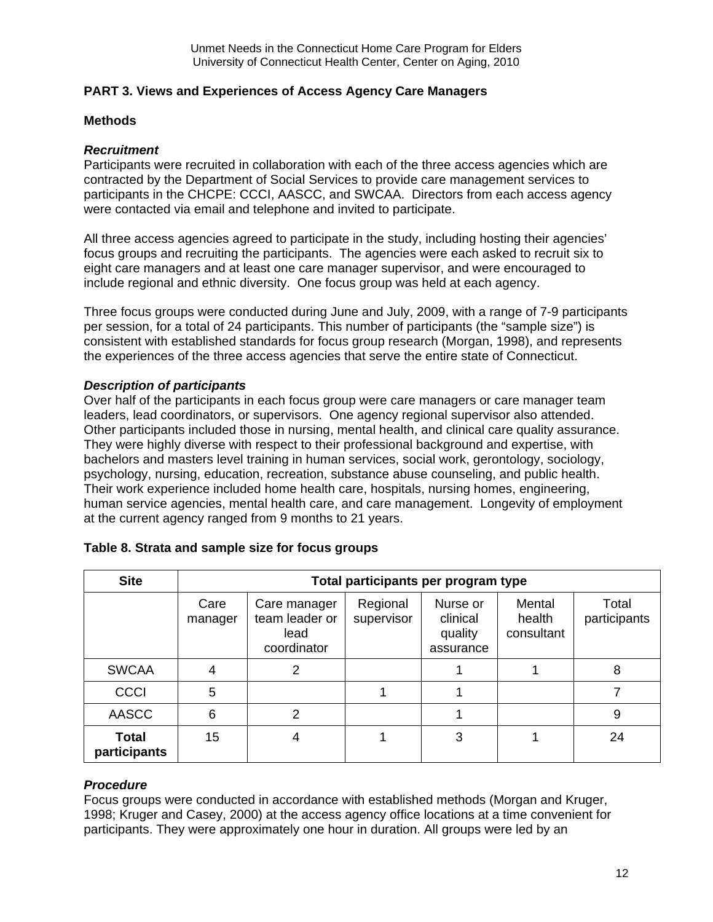## PART 3. Views and Experiences of Access Agency Care Managers

### Methods

***Recruitment***

Participants were recruited in collaboration with each of the three access agencies which are contracted by the Department of Social Services to provide care management services to participants in the CHCPE: CCCI, AASCC, and SWCAA. Directors from each access agency were contacted via email and telephone and invited to participate.

All three access agencies agreed to participate in the study, including hosting their agencies' focus groups and recruiting the participants. The agencies were each asked to recruit six to eight care managers and at least one care manager supervisor, and were encouraged to include regional and ethnic diversity. One focus group was held at each agency.

Three focus groups were conducted during June and July, 2009, with a range of 7-9 participants per session, for a total of 24 participants. This number of participants (the "sample size") is consistent with established standards for focus group research (Morgan, 1998), and represents the experiences of the three access agencies that serve the entire state of Connecticut.

***Description of participants***

Over half of the participants in each focus group were care managers or care manager team leaders, lead coordinators, or supervisors. One agency regional supervisor also attended. Other participants included those in nursing, mental health, and clinical care quality assurance. They were highly diverse with respect to their professional background and expertise, with bachelors and masters level training in human services, social work, gerontology, sociology, psychology, nursing, education, recreation, substance abuse counseling, and public health. Their work experience included home health care, hospitals, nursing homes, engineering, human service agencies, mental health care, and care management. Longevity of employment at the current agency ranged from 9 months to 21 years.

**Table 8. Strata and sample size for focus groups**

| Site | Total participants per program type | | | | | |
|---|---|---|---|---|---|---|
| | Care manager | Care manager team leader or lead coordinator | Regional supervisor | Nurse or clinical quality assurance | Mental health consultant | Total participants |
| SWCAA | 4 | 2 | | 1 | 1 | 8 |
| CCCI | 5 | | 1 | 1 | | 7 |
| AASCC | 6 | 2 | | 1 | | 9 |
| **Total participants** | 15 | 4 | 1 | 3 | 1 | 24 |

***Procedure***

Focus groups were conducted in accordance with established methods (Morgan and Kruger, 1998; Kruger and Casey, 2000) at the access agency office locations at a time convenient for participants. They were approximately one hour in duration. All groups were led by an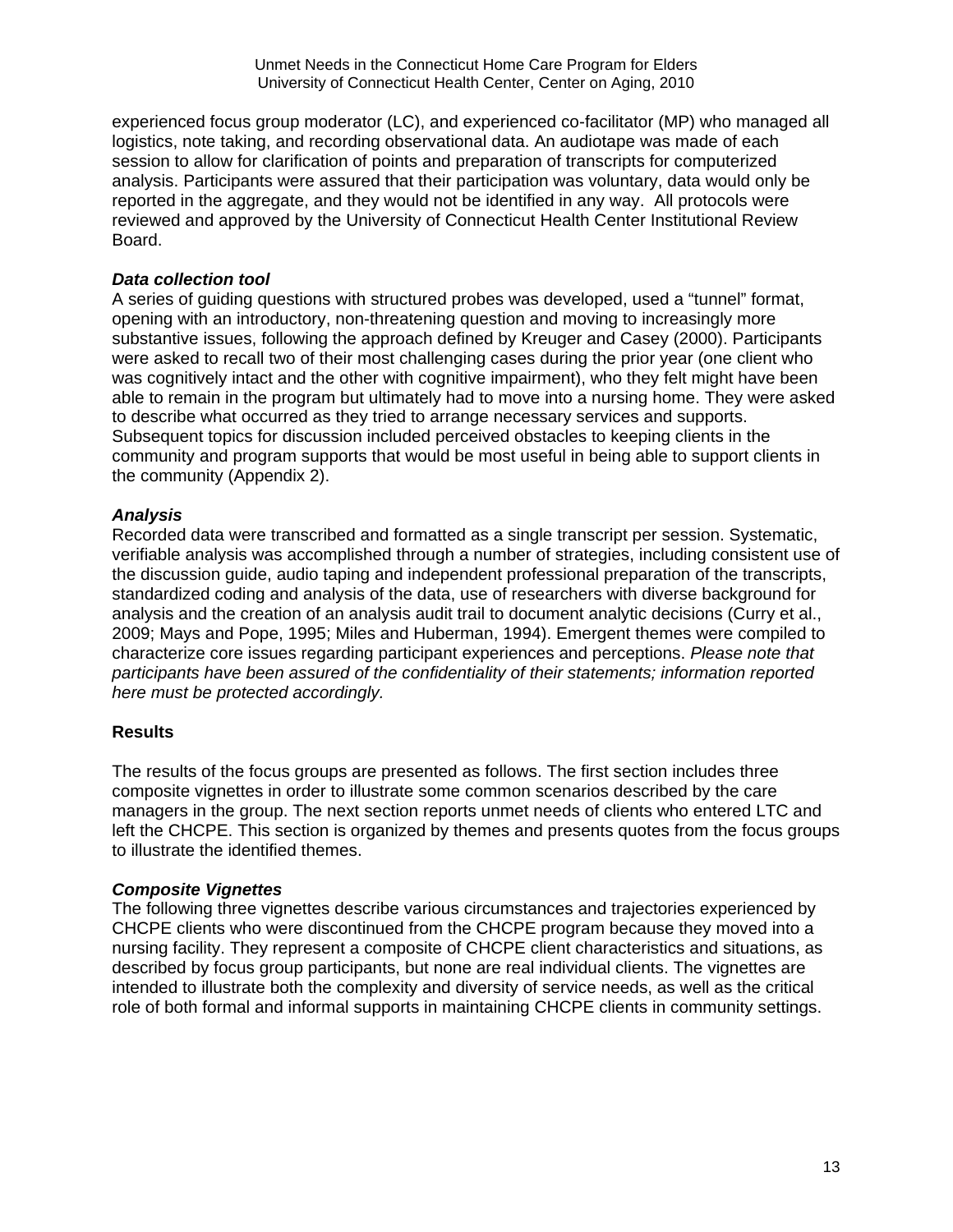experienced focus group moderator (LC), and experienced co-facilitator (MP) who managed all logistics, note taking, and recording observational data. An audiotape was made of each session to allow for clarification of points and preparation of transcripts for computerized analysis. Participants were assured that their participation was voluntary, data would only be reported in the aggregate, and they would not be identified in any way. All protocols were reviewed and approved by the University of Connecticut Health Center Institutional Review Board.

***Data collection tool***

A series of guiding questions with structured probes was developed, used a "tunnel" format, opening with an introductory, non-threatening question and moving to increasingly more substantive issues, following the approach defined by Kreuger and Casey (2000). Participants were asked to recall two of their most challenging cases during the prior year (one client who was cognitively intact and the other with cognitive impairment), who they felt might have been able to remain in the program but ultimately had to move into a nursing home. They were asked to describe what occurred as they tried to arrange necessary services and supports. Subsequent topics for discussion included perceived obstacles to keeping clients in the community and program supports that would be most useful in being able to support clients in the community (Appendix 2).

***Analysis***

Recorded data were transcribed and formatted as a single transcript per session. Systematic, verifiable analysis was accomplished through a number of strategies, including consistent use of the discussion guide, audio taping and independent professional preparation of the transcripts, standardized coding and analysis of the data, use of researchers with diverse background for analysis and the creation of an analysis audit trail to document analytic decisions (Curry et al., 2009; Mays and Pope, 1995; Miles and Huberman, 1994). Emergent themes were compiled to characterize core issues regarding participant experiences and perceptions. *Please note that participants have been assured of the confidentiality of their statements; information reported here must be protected accordingly.*

**Results**

The results of the focus groups are presented as follows. The first section includes three composite vignettes in order to illustrate some common scenarios described by the care managers in the group. The next section reports unmet needs of clients who entered LTC and left the CHCPE. This section is organized by themes and presents quotes from the focus groups to illustrate the identified themes.

***Composite Vignettes***

The following three vignettes describe various circumstances and trajectories experienced by CHCPE clients who were discontinued from the CHCPE program because they moved into a nursing facility. They represent a composite of CHCPE client characteristics and situations, as described by focus group participants, but none are real individual clients. The vignettes are intended to illustrate both the complexity and diversity of service needs, as well as the critical role of both formal and informal supports in maintaining CHCPE clients in community settings.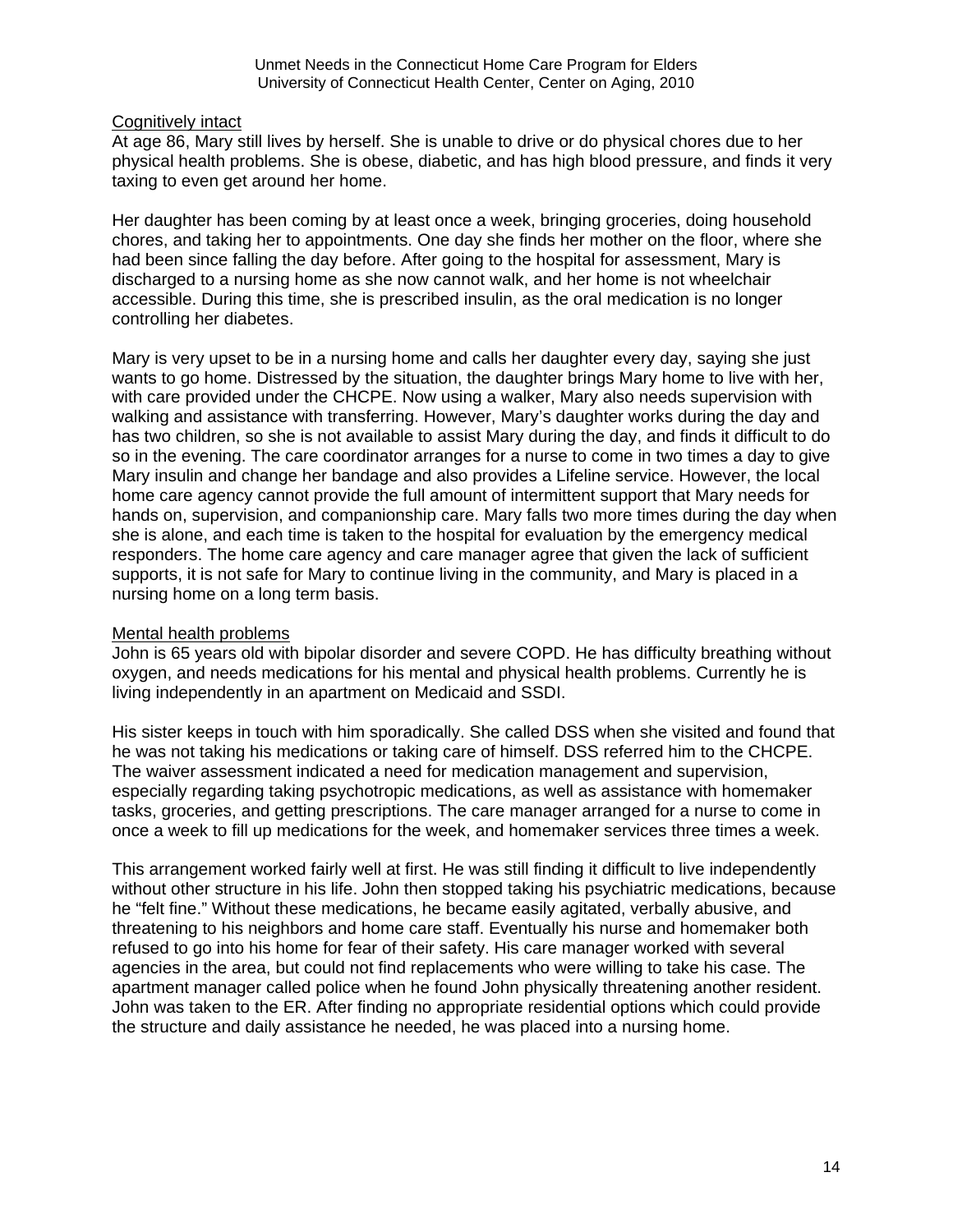Cognitively intact

At age 86, Mary still lives by herself. She is unable to drive or do physical chores due to her physical health problems. She is obese, diabetic, and has high blood pressure, and finds it very taxing to even get around her home.

Her daughter has been coming by at least once a week, bringing groceries, doing household chores, and taking her to appointments. One day she finds her mother on the floor, where she had been since falling the day before. After going to the hospital for assessment, Mary is discharged to a nursing home as she now cannot walk, and her home is not wheelchair accessible. During this time, she is prescribed insulin, as the oral medication is no longer controlling her diabetes.

Mary is very upset to be in a nursing home and calls her daughter every day, saying she just wants to go home. Distressed by the situation, the daughter brings Mary home to live with her, with care provided under the CHCPE. Now using a walker, Mary also needs supervision with walking and assistance with transferring. However, Mary's daughter works during the day and has two children, so she is not available to assist Mary during the day, and finds it difficult to do so in the evening. The care coordinator arranges for a nurse to come in two times a day to give Mary insulin and change her bandage and also provides a Lifeline service. However, the local home care agency cannot provide the full amount of intermittent support that Mary needs for hands on, supervision, and companionship care. Mary falls two more times during the day when she is alone, and each time is taken to the hospital for evaluation by the emergency medical responders. The home care agency and care manager agree that given the lack of sufficient supports, it is not safe for Mary to continue living in the community, and Mary is placed in a nursing home on a long term basis.

Mental health problems

John is 65 years old with bipolar disorder and severe COPD. He has difficulty breathing without oxygen, and needs medications for his mental and physical health problems. Currently he is living independently in an apartment on Medicaid and SSDI.

His sister keeps in touch with him sporadically. She called DSS when she visited and found that he was not taking his medications or taking care of himself. DSS referred him to the CHCPE. The waiver assessment indicated a need for medication management and supervision, especially regarding taking psychotropic medications, as well as assistance with homemaker tasks, groceries, and getting prescriptions. The care manager arranged for a nurse to come in once a week to fill up medications for the week, and homemaker services three times a week.

This arrangement worked fairly well at first. He was still finding it difficult to live independently without other structure in his life. John then stopped taking his psychiatric medications, because he "felt fine." Without these medications, he became easily agitated, verbally abusive, and threatening to his neighbors and home care staff. Eventually his nurse and homemaker both refused to go into his home for fear of their safety. His care manager worked with several agencies in the area, but could not find replacements who were willing to take his case. The apartment manager called police when he found John physically threatening another resident. John was taken to the ER. After finding no appropriate residential options which could provide the structure and daily assistance he needed, he was placed into a nursing home.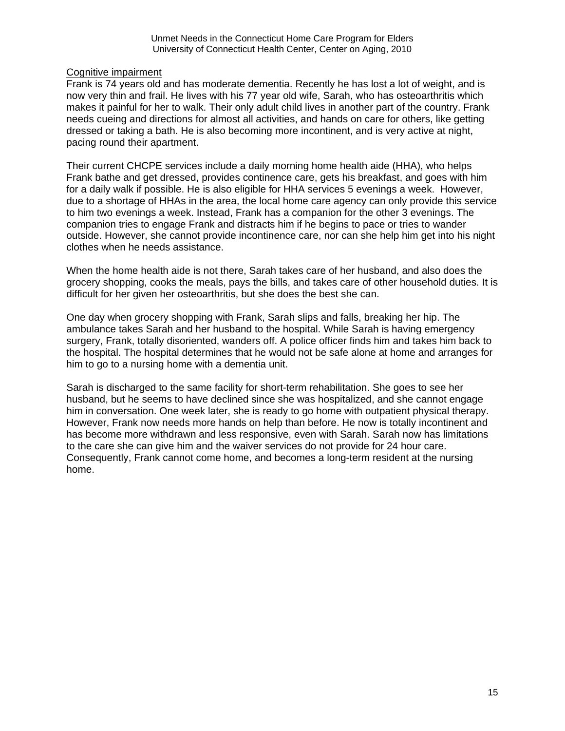Cognitive impairment

Frank is 74 years old and has moderate dementia. Recently he has lost a lot of weight, and is now very thin and frail. He lives with his 77 year old wife, Sarah, who has osteoarthritis which makes it painful for her to walk. Their only adult child lives in another part of the country. Frank needs cueing and directions for almost all activities, and hands on care for others, like getting dressed or taking a bath. He is also becoming more incontinent, and is very active at night, pacing round their apartment.

Their current CHCPE services include a daily morning home health aide (HHA), who helps Frank bathe and get dressed, provides continence care, gets his breakfast, and goes with him for a daily walk if possible. He is also eligible for HHA services 5 evenings a week. However, due to a shortage of HHAs in the area, the local home care agency can only provide this service to him two evenings a week. Instead, Frank has a companion for the other 3 evenings. The companion tries to engage Frank and distracts him if he begins to pace or tries to wander outside. However, she cannot provide incontinence care, nor can she help him get into his night clothes when he needs assistance.

When the home health aide is not there, Sarah takes care of her husband, and also does the grocery shopping, cooks the meals, pays the bills, and takes care of other household duties. It is difficult for her given her osteoarthritis, but she does the best she can.

One day when grocery shopping with Frank, Sarah slips and falls, breaking her hip. The ambulance takes Sarah and her husband to the hospital. While Sarah is having emergency surgery, Frank, totally disoriented, wanders off. A police officer finds him and takes him back to the hospital. The hospital determines that he would not be safe alone at home and arranges for him to go to a nursing home with a dementia unit.

Sarah is discharged to the same facility for short-term rehabilitation. She goes to see her husband, but he seems to have declined since she was hospitalized, and she cannot engage him in conversation. One week later, she is ready to go home with outpatient physical therapy. However, Frank now needs more hands on help than before. He now is totally incontinent and has become more withdrawn and less responsive, even with Sarah. Sarah now has limitations to the care she can give him and the waiver services do not provide for 24 hour care. Consequently, Frank cannot come home, and becomes a long-term resident at the nursing home.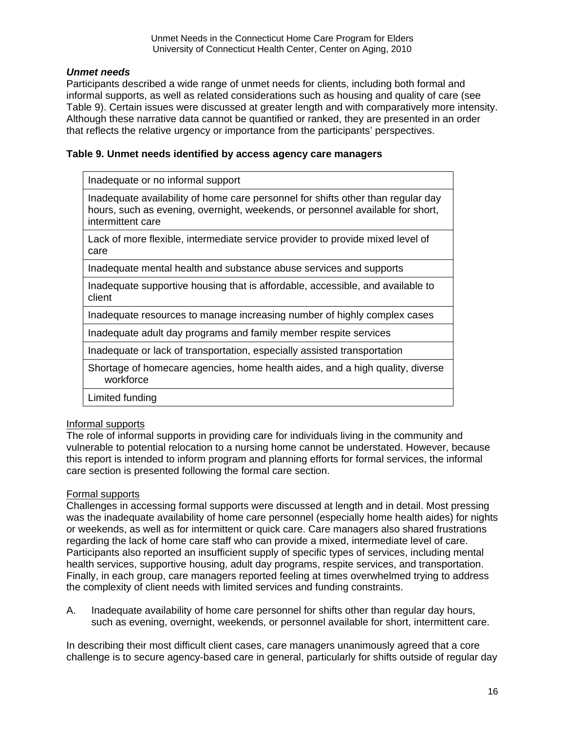***Unmet needs***

Participants described a wide range of unmet needs for clients, including both formal and informal supports, as well as related considerations such as housing and quality of care (see Table 9). Certain issues were discussed at greater length and with comparatively more intensity. Although these narrative data cannot be quantified or ranked, they are presented in an order that reflects the relative urgency or importance from the participants' perspectives.

**Table 9. Unmet needs identified by access agency care managers**

| Unmet needs |
|---|
| Inadequate or no informal support |
| Inadequate availability of home care personnel for shifts other than regular day hours, such as evening, overnight, weekends, or personnel available for short, intermittent care |
| Lack of more flexible, intermediate service provider to provide mixed level of care |
| Inadequate mental health and substance abuse services and supports |
| Inadequate supportive housing that is affordable, accessible, and available to client |
| Inadequate resources to manage increasing number of highly complex cases |
| Inadequate adult day programs and family member respite services |
| Inadequate or lack of transportation, especially assisted transportation |
| Shortage of homecare agencies, home health aides, and a high quality, diverse workforce |
| Limited funding |

<u>Informal supports</u>

The role of informal supports in providing care for individuals living in the community and vulnerable to potential relocation to a nursing home cannot be understated. However, because this report is intended to inform program and planning efforts for formal services, the informal care section is presented following the formal care section.

<u>Formal supports</u>

Challenges in accessing formal supports were discussed at length and in detail. Most pressing was the inadequate availability of home care personnel (especially home health aides) for nights or weekends, as well as for intermittent or quick care. Care managers also shared frustrations regarding the lack of home care staff who can provide a mixed, intermediate level of care. Participants also reported an insufficient supply of specific types of services, including mental health services, supportive housing, adult day programs, respite services, and transportation. Finally, in each group, care managers reported feeling at times overwhelmed trying to address the complexity of client needs with limited services and funding constraints.

A. Inadequate availability of home care personnel for shifts other than regular day hours, such as evening, overnight, weekends, or personnel available for short, intermittent care.

In describing their most difficult client cases, care managers unanimously agreed that a core challenge is to secure agency-based care in general, particularly for shifts outside of regular day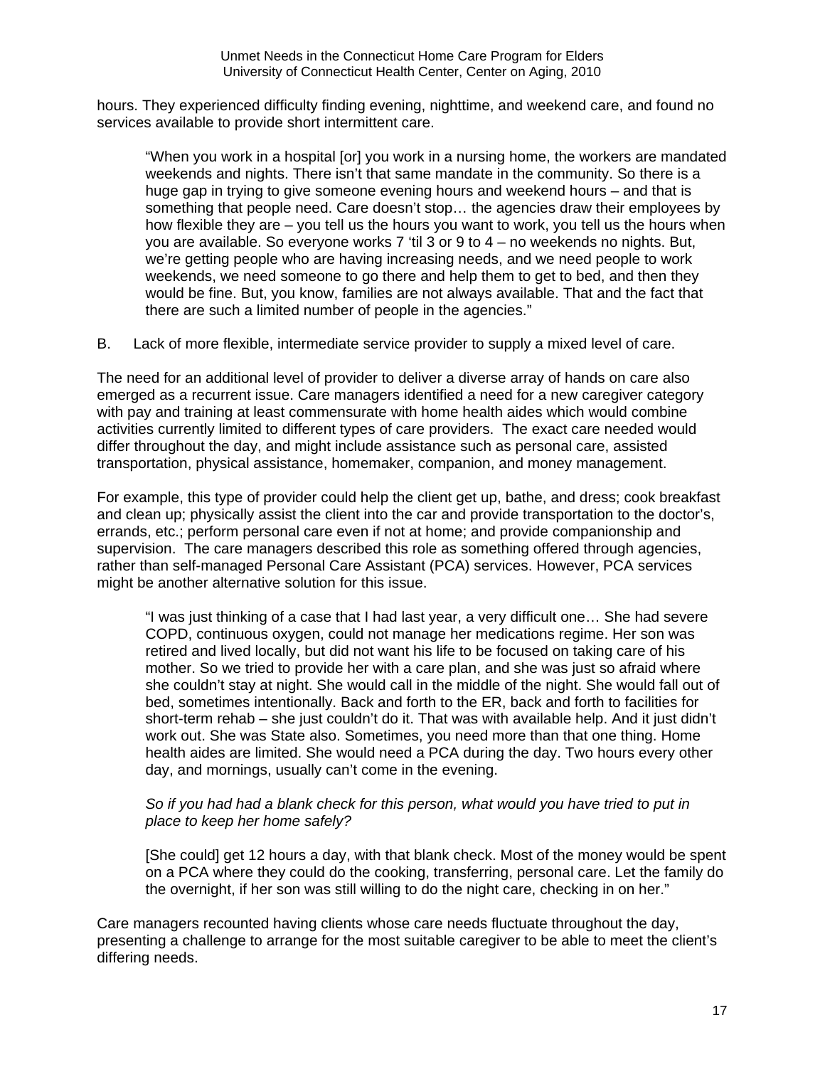hours. They experienced difficulty finding evening, nighttime, and weekend care, and found no services available to provide short intermittent care.

> "When you work in a hospital [or] you work in a nursing home, the workers are mandated weekends and nights. There isn't that same mandate in the community. So there is a huge gap in trying to give someone evening hours and weekend hours – and that is something that people need. Care doesn't stop… the agencies draw their employees by how flexible they are – you tell us the hours you want to work, you tell us the hours when you are available. So everyone works 7 'til 3 or 9 to 4 – no weekends no nights. But, we're getting people who are having increasing needs, and we need people to work weekends, we need someone to go there and help them to get to bed, and then they would be fine. But, you know, families are not always available. That and the fact that there are such a limited number of people in the agencies."

B. Lack of more flexible, intermediate service provider to supply a mixed level of care.

The need for an additional level of provider to deliver a diverse array of hands on care also emerged as a recurrent issue. Care managers identified a need for a new caregiver category with pay and training at least commensurate with home health aides which would combine activities currently limited to different types of care providers. The exact care needed would differ throughout the day, and might include assistance such as personal care, assisted transportation, physical assistance, homemaker, companion, and money management.

For example, this type of provider could help the client get up, bathe, and dress; cook breakfast and clean up; physically assist the client into the car and provide transportation to the doctor's, errands, etc.; perform personal care even if not at home; and provide companionship and supervision. The care managers described this role as something offered through agencies, rather than self-managed Personal Care Assistant (PCA) services. However, PCA services might be another alternative solution for this issue.

> "I was just thinking of a case that I had last year, a very difficult one… She had severe COPD, continuous oxygen, could not manage her medications regime. Her son was retired and lived locally, but did not want his life to be focused on taking care of his mother. So we tried to provide her with a care plan, and she was just so afraid where she couldn't stay at night. She would call in the middle of the night. She would fall out of bed, sometimes intentionally. Back and forth to the ER, back and forth to facilities for short-term rehab – she just couldn't do it. That was with available help. And it just didn't work out. She was State also. Sometimes, you need more than that one thing. Home health aides are limited. She would need a PCA during the day. Two hours every other day, and mornings, usually can't come in the evening.
>
> *So if you had had a blank check for this person, what would you have tried to put in place to keep her home safely?*
>
> [She could] get 12 hours a day, with that blank check. Most of the money would be spent on a PCA where they could do the cooking, transferring, personal care. Let the family do the overnight, if her son was still willing to do the night care, checking in on her."

Care managers recounted having clients whose care needs fluctuate throughout the day, presenting a challenge to arrange for the most suitable caregiver to be able to meet the client's differing needs.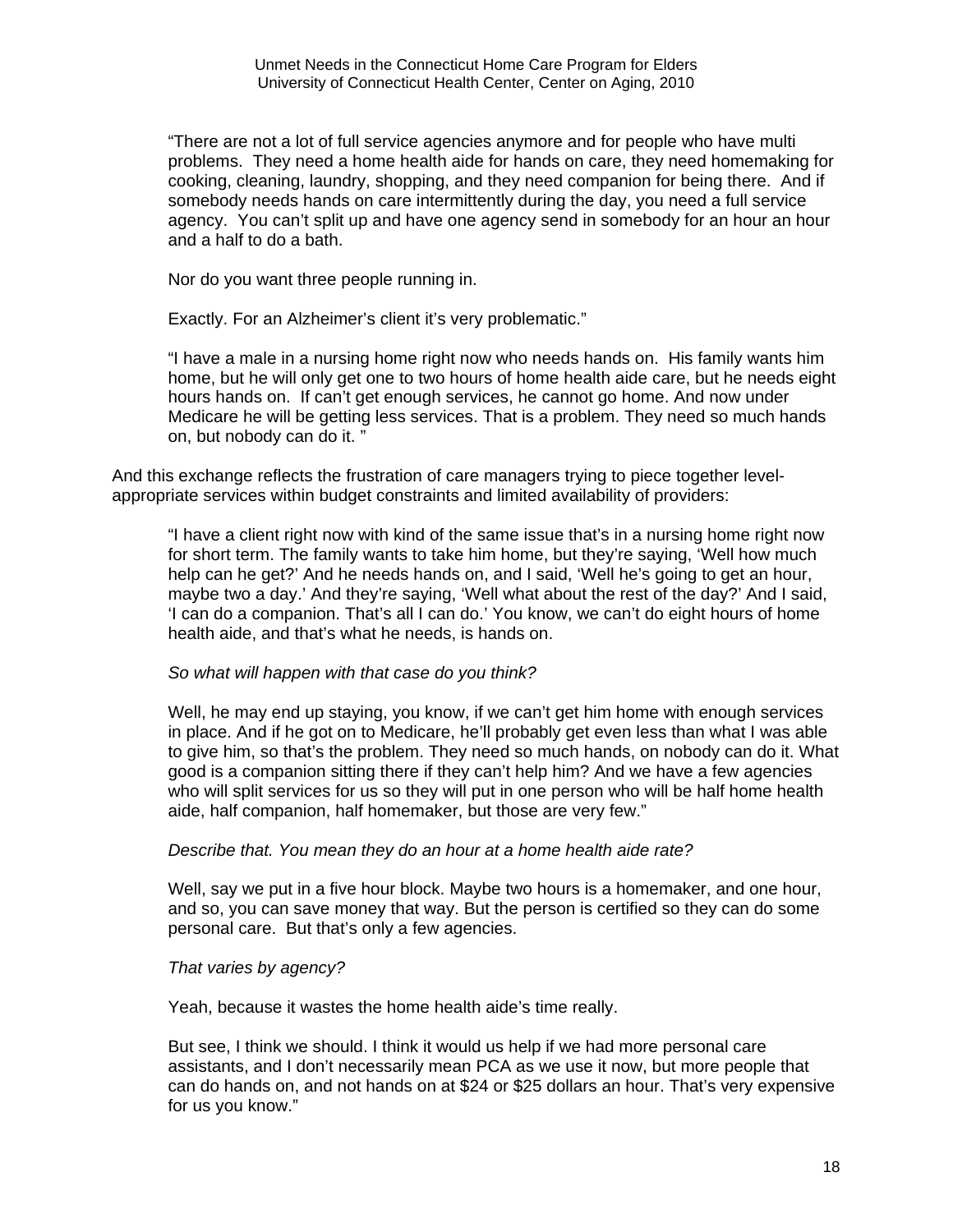> "There are not a lot of full service agencies anymore and for people who have multi problems. They need a home health aide for hands on care, they need homemaking for cooking, cleaning, laundry, shopping, and they need companion for being there. And if somebody needs hands on care intermittently during the day, you need a full service agency. You can't split up and have one agency send in somebody for an hour an hour and a half to do a bath.
>
> Nor do you want three people running in.
>
> Exactly. For an Alzheimer's client it's very problematic."
>
> "I have a male in a nursing home right now who needs hands on. His family wants him home, but he will only get one to two hours of home health aide care, but he needs eight hours hands on. If can't get enough services, he cannot go home. And now under Medicare he will be getting less services. That is a problem. They need so much hands on, but nobody can do it. "

And this exchange reflects the frustration of care managers trying to piece together level-appropriate services within budget constraints and limited availability of providers:

> "I have a client right now with kind of the same issue that's in a nursing home right now for short term. The family wants to take him home, but they're saying, 'Well how much help can he get?' And he needs hands on, and I said, 'Well he's going to get an hour, maybe two a day.' And they're saying, 'Well what about the rest of the day?' And I said, 'I can do a companion. That's all I can do.' You know, we can't do eight hours of home health aide, and that's what he needs, is hands on.
>
> *So what will happen with that case do you think?*
>
> Well, he may end up staying, you know, if we can't get him home with enough services in place. And if he got on to Medicare, he'll probably get even less than what I was able to give him, so that's the problem. They need so much hands, on nobody can do it. What good is a companion sitting there if they can't help him? And we have a few agencies who will split services for us so they will put in one person who will be half home health aide, half companion, half homemaker, but those are very few."
>
> *Describe that. You mean they do an hour at a home health aide rate?*
>
> Well, say we put in a five hour block. Maybe two hours is a homemaker, and one hour, and so, you can save money that way. But the person is certified so they can do some personal care. But that's only a few agencies.
>
> *That varies by agency?*
>
> Yeah, because it wastes the home health aide's time really.
>
> But see, I think we should. I think it would us help if we had more personal care assistants, and I don't necessarily mean PCA as we use it now, but more people that can do hands on, and not hands on at $24 or $25 dollars an hour. That's very expensive for us you know."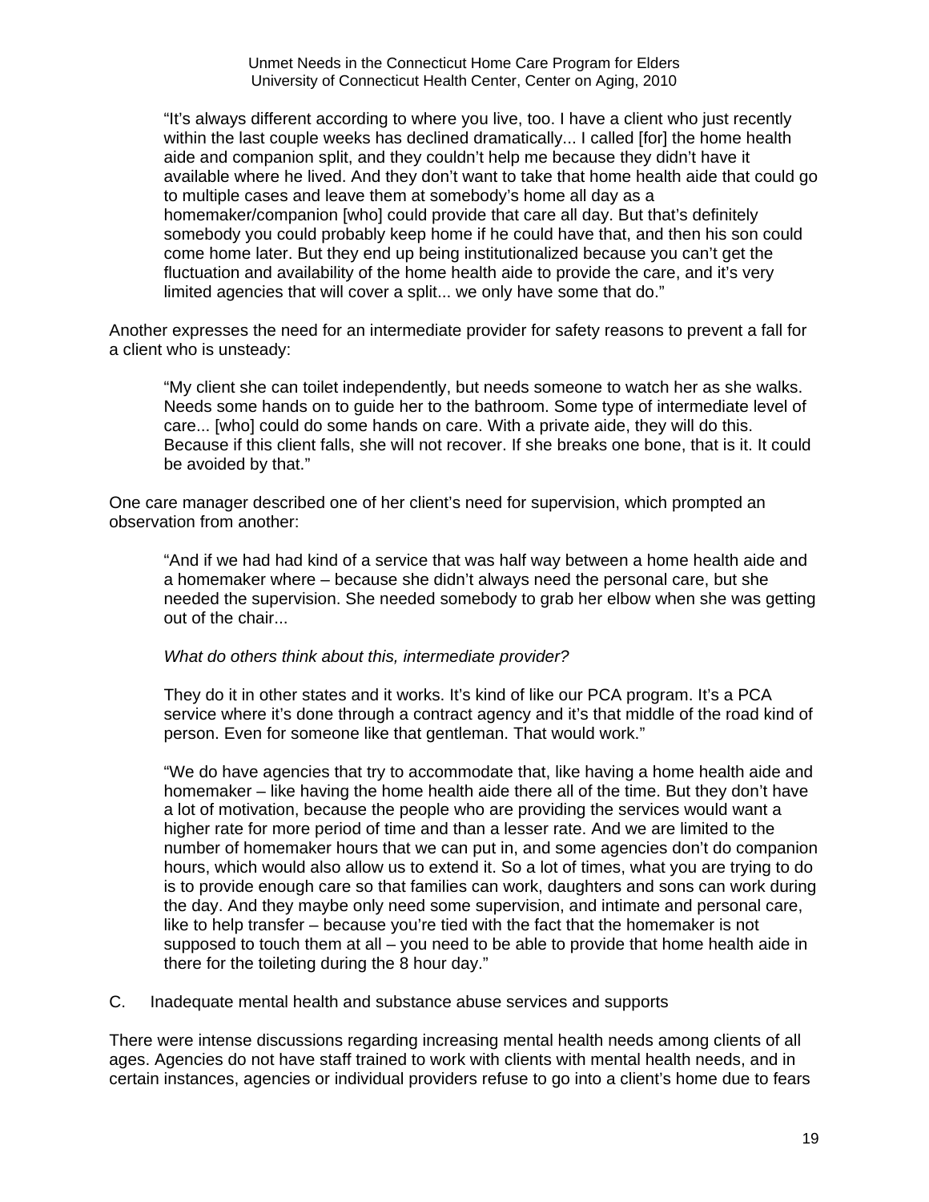> "It's always different according to where you live, too. I have a client who just recently within the last couple weeks has declined dramatically... I called [for] the home health aide and companion split, and they couldn't help me because they didn't have it available where he lived. And they don't want to take that home health aide that could go to multiple cases and leave them at somebody's home all day as a homemaker/companion [who] could provide that care all day. But that's definitely somebody you could probably keep home if he could have that, and then his son could come home later. But they end up being institutionalized because you can't get the fluctuation and availability of the home health aide to provide the care, and it's very limited agencies that will cover a split... we only have some that do."

Another expresses the need for an intermediate provider for safety reasons to prevent a fall for a client who is unsteady:

> "My client she can toilet independently, but needs someone to watch her as she walks. Needs some hands on to guide her to the bathroom. Some type of intermediate level of care... [who] could do some hands on care. With a private aide, they will do this. Because if this client falls, she will not recover. If she breaks one bone, that is it. It could be avoided by that."

One care manager described one of her client's need for supervision, which prompted an observation from another:

> "And if we had had kind of a service that was half way between a home health aide and a homemaker where – because she didn't always need the personal care, but she needed the supervision. She needed somebody to grab her elbow when she was getting out of the chair...
>
> *What do others think about this, intermediate provider?*
>
> They do it in other states and it works. It's kind of like our PCA program. It's a PCA service where it's done through a contract agency and it's that middle of the road kind of person. Even for someone like that gentleman. That would work."
>
> "We do have agencies that try to accommodate that, like having a home health aide and homemaker – like having the home health aide there all of the time. But they don't have a lot of motivation, because the people who are providing the services would want a higher rate for more period of time and than a lesser rate. And we are limited to the number of homemaker hours that we can put in, and some agencies don't do companion hours, which would also allow us to extend it. So a lot of times, what you are trying to do is to provide enough care so that families can work, daughters and sons can work during the day. And they maybe only need some supervision, and intimate and personal care, like to help transfer – because you're tied with the fact that the homemaker is not supposed to touch them at all – you need to be able to provide that home health aide in there for the toileting during the 8 hour day."

### C. Inadequate mental health and substance abuse services and supports

There were intense discussions regarding increasing mental health needs among clients of all ages. Agencies do not have staff trained to work with clients with mental health needs, and in certain instances, agencies or individual providers refuse to go into a client's home due to fears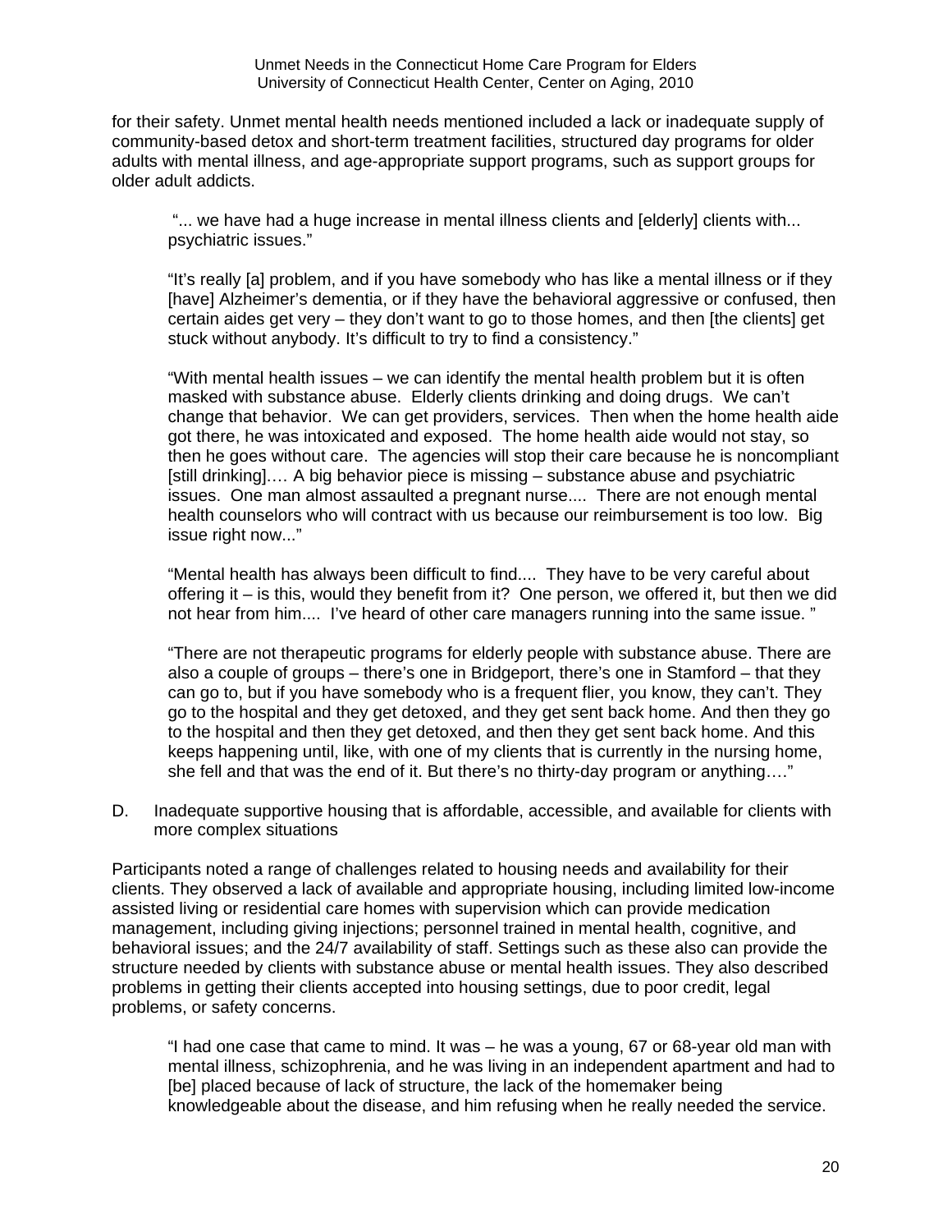for their safety. Unmet mental health needs mentioned included a lack or inadequate supply of community-based detox and short-term treatment facilities, structured day programs for older adults with mental illness, and age-appropriate support programs, such as support groups for older adult addicts.

> "... we have had a huge increase in mental illness clients and [elderly] clients with... psychiatric issues."

> "It's really [a] problem, and if you have somebody who has like a mental illness or if they [have] Alzheimer's dementia, or if they have the behavioral aggressive or confused, then certain aides get very – they don't want to go to those homes, and then [the clients] get stuck without anybody. It's difficult to try to find a consistency."

> "With mental health issues – we can identify the mental health problem but it is often masked with substance abuse. Elderly clients drinking and doing drugs. We can't change that behavior. We can get providers, services. Then when the home health aide got there, he was intoxicated and exposed. The home health aide would not stay, so then he goes without care. The agencies will stop their care because he is noncompliant [still drinking]…. A big behavior piece is missing – substance abuse and psychiatric issues. One man almost assaulted a pregnant nurse.... There are not enough mental health counselors who will contract with us because our reimbursement is too low. Big issue right now..."

> "Mental health has always been difficult to find.... They have to be very careful about offering it – is this, would they benefit from it? One person, we offered it, but then we did not hear from him.... I've heard of other care managers running into the same issue. "

> "There are not therapeutic programs for elderly people with substance abuse. There are also a couple of groups – there's one in Bridgeport, there's one in Stamford – that they can go to, but if you have somebody who is a frequent flier, you know, they can't. They go to the hospital and they get detoxed, and they get sent back home. And then they go to the hospital and then they get detoxed, and then they get sent back home. And this keeps happening until, like, with one of my clients that is currently in the nursing home, she fell and that was the end of it. But there's no thirty-day program or anything…."

D. Inadequate supportive housing that is affordable, accessible, and available for clients with more complex situations

Participants noted a range of challenges related to housing needs and availability for their clients. They observed a lack of available and appropriate housing, including limited low-income assisted living or residential care homes with supervision which can provide medication management, including giving injections; personnel trained in mental health, cognitive, and behavioral issues; and the 24/7 availability of staff. Settings such as these also can provide the structure needed by clients with substance abuse or mental health issues. They also described problems in getting their clients accepted into housing settings, due to poor credit, legal problems, or safety concerns.

> "I had one case that came to mind. It was – he was a young, 67 or 68-year old man with mental illness, schizophrenia, and he was living in an independent apartment and had to [be] placed because of lack of structure, the lack of the homemaker being knowledgeable about the disease, and him refusing when he really needed the service.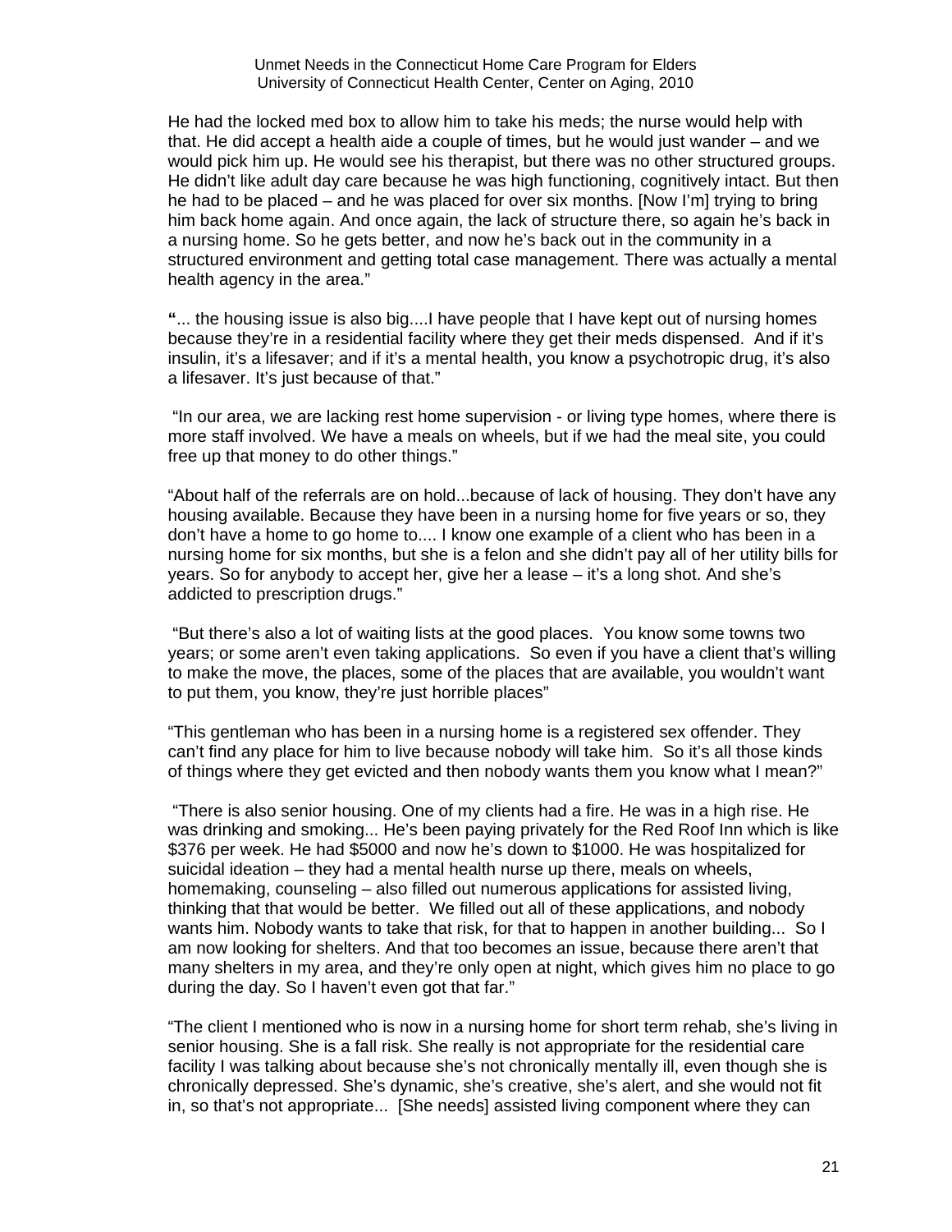He had the locked med box to allow him to take his meds; the nurse would help with that. He did accept a health aide a couple of times, but he would just wander – and we would pick him up. He would see his therapist, but there was no other structured groups. He didn't like adult day care because he was high functioning, cognitively intact. But then he had to be placed – and he was placed for over six months. [Now I'm] trying to bring him back home again. And once again, the lack of structure there, so again he's back in a nursing home. So he gets better, and now he's back out in the community in a structured environment and getting total case management. There was actually a mental health agency in the area."

**"**... the housing issue is also big....I have people that I have kept out of nursing homes because they're in a residential facility where they get their meds dispensed. And if it's insulin, it's a lifesaver; and if it's a mental health, you know a psychotropic drug, it's also a lifesaver. It's just because of that."

"In our area, we are lacking rest home supervision - or living type homes, where there is more staff involved. We have a meals on wheels, but if we had the meal site, you could free up that money to do other things."

"About half of the referrals are on hold...because of lack of housing. They don't have any housing available. Because they have been in a nursing home for five years or so, they don't have a home to go home to.... I know one example of a client who has been in a nursing home for six months, but she is a felon and she didn't pay all of her utility bills for years. So for anybody to accept her, give her a lease – it's a long shot. And she's addicted to prescription drugs."

"But there's also a lot of waiting lists at the good places. You know some towns two years; or some aren't even taking applications. So even if you have a client that's willing to make the move, the places, some of the places that are available, you wouldn't want to put them, you know, they're just horrible places"

"This gentleman who has been in a nursing home is a registered sex offender. They can't find any place for him to live because nobody will take him. So it's all those kinds of things where they get evicted and then nobody wants them you know what I mean?"

"There is also senior housing. One of my clients had a fire. He was in a high rise. He was drinking and smoking... He's been paying privately for the Red Roof Inn which is like $376 per week. He had $5000 and now he's down to $1000. He was hospitalized for suicidal ideation – they had a mental health nurse up there, meals on wheels, homemaking, counseling – also filled out numerous applications for assisted living, thinking that that would be better. We filled out all of these applications, and nobody wants him. Nobody wants to take that risk, for that to happen in another building... So I am now looking for shelters. And that too becomes an issue, because there aren't that many shelters in my area, and they're only open at night, which gives him no place to go during the day. So I haven't even got that far."

"The client I mentioned who is now in a nursing home for short term rehab, she's living in senior housing. She is a fall risk. She really is not appropriate for the residential care facility I was talking about because she's not chronically mentally ill, even though she is chronically depressed. She's dynamic, she's creative, she's alert, and she would not fit in, so that's not appropriate... [She needs] assisted living component where they can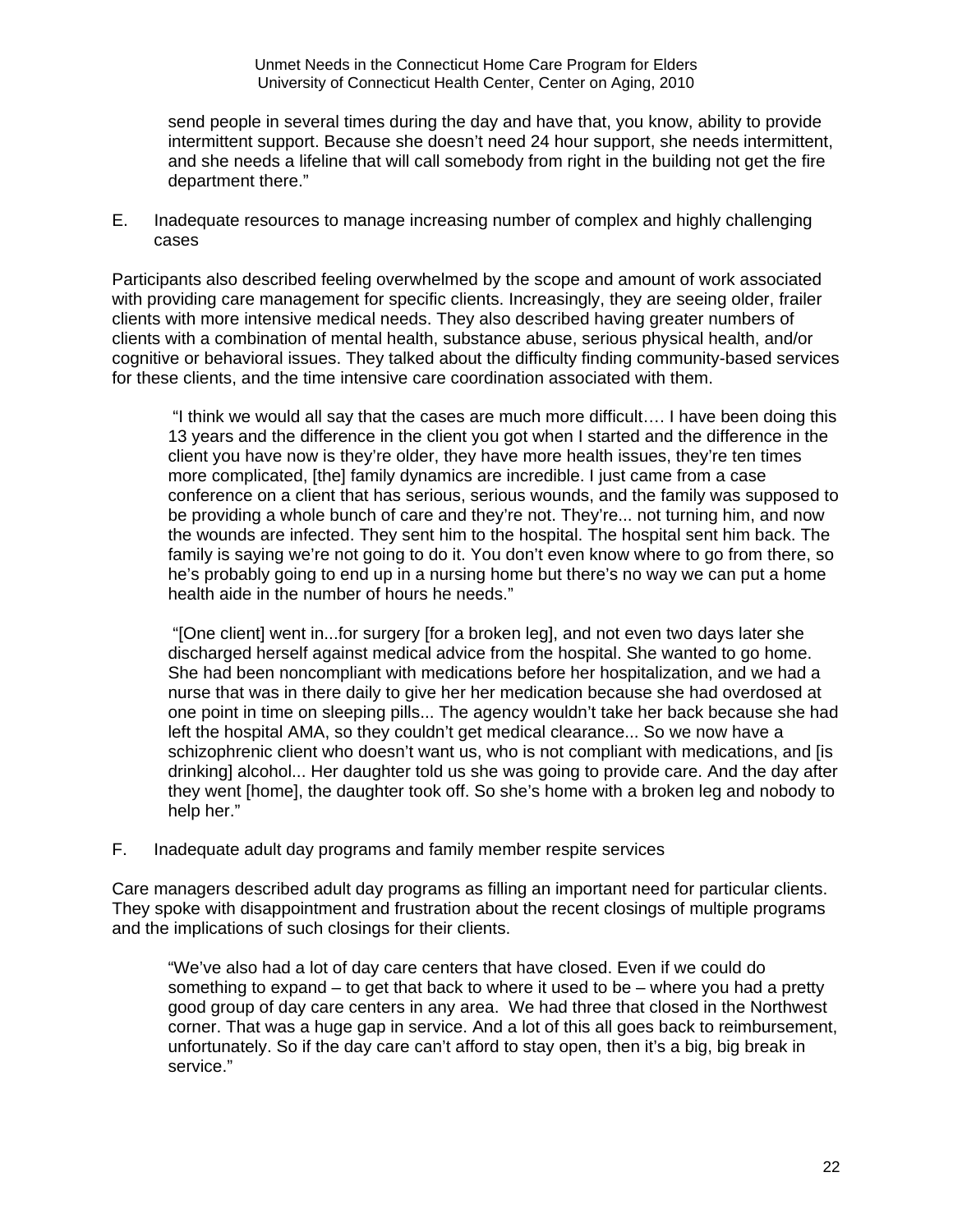send people in several times during the day and have that, you know, ability to provide intermittent support. Because she doesn't need 24 hour support, she needs intermittent, and she needs a lifeline that will call somebody from right in the building not get the fire department there."

E. Inadequate resources to manage increasing number of complex and highly challenging cases

Participants also described feeling overwhelmed by the scope and amount of work associated with providing care management for specific clients. Increasingly, they are seeing older, frailer clients with more intensive medical needs. They also described having greater numbers of clients with a combination of mental health, substance abuse, serious physical health, and/or cognitive or behavioral issues. They talked about the difficulty finding community-based services for these clients, and the time intensive care coordination associated with them.

> "I think we would all say that the cases are much more difficult…. I have been doing this 13 years and the difference in the client you got when I started and the difference in the client you have now is they're older, they have more health issues, they're ten times more complicated, [the] family dynamics are incredible. I just came from a case conference on a client that has serious, serious wounds, and the family was supposed to be providing a whole bunch of care and they're not. They're... not turning him, and now the wounds are infected. They sent him to the hospital. The hospital sent him back. The family is saying we're not going to do it. You don't even know where to go from there, so he's probably going to end up in a nursing home but there's no way we can put a home health aide in the number of hours he needs."

> "[One client] went in...for surgery [for a broken leg], and not even two days later she discharged herself against medical advice from the hospital. She wanted to go home. She had been noncompliant with medications before her hospitalization, and we had a nurse that was in there daily to give her her medication because she had overdosed at one point in time on sleeping pills... The agency wouldn't take her back because she had left the hospital AMA, so they couldn't get medical clearance... So we now have a schizophrenic client who doesn't want us, who is not compliant with medications, and [is drinking] alcohol... Her daughter told us she was going to provide care. And the day after they went [home], the daughter took off. So she's home with a broken leg and nobody to help her."

F. Inadequate adult day programs and family member respite services

Care managers described adult day programs as filling an important need for particular clients. They spoke with disappointment and frustration about the recent closings of multiple programs and the implications of such closings for their clients.

> "We've also had a lot of day care centers that have closed. Even if we could do something to expand – to get that back to where it used to be – where you had a pretty good group of day care centers in any area. We had three that closed in the Northwest corner. That was a huge gap in service. And a lot of this all goes back to reimbursement, unfortunately. So if the day care can't afford to stay open, then it's a big, big break in service."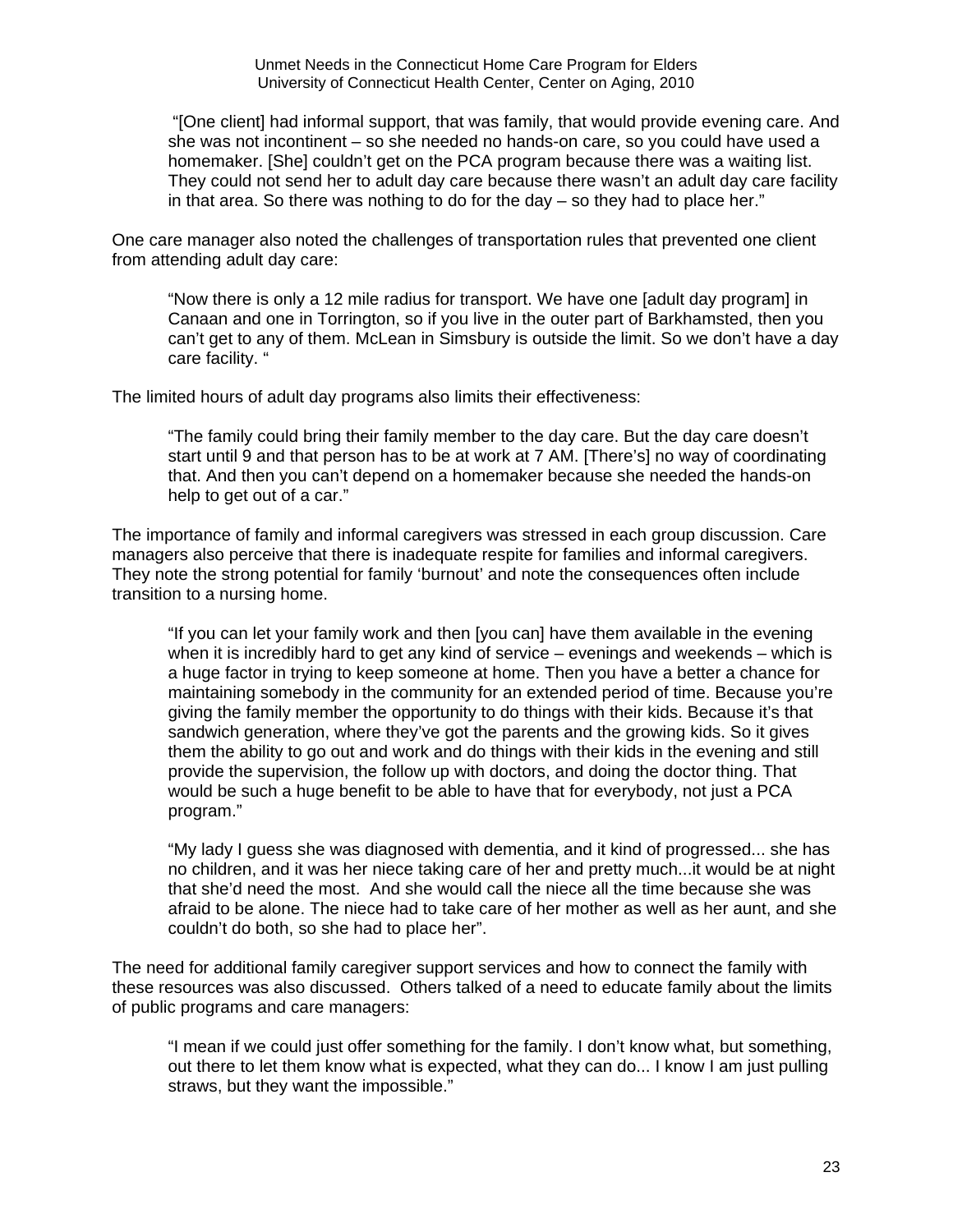> "[One client] had informal support, that was family, that would provide evening care. And she was not incontinent – so she needed no hands-on care, so you could have used a homemaker. [She] couldn't get on the PCA program because there was a waiting list. They could not send her to adult day care because there wasn't an adult day care facility in that area. So there was nothing to do for the day – so they had to place her."

One care manager also noted the challenges of transportation rules that prevented one client from attending adult day care:

> "Now there is only a 12 mile radius for transport. We have one [adult day program] in Canaan and one in Torrington, so if you live in the outer part of Barkhamsted, then you can't get to any of them. McLean in Simsbury is outside the limit. So we don't have a day care facility. "

The limited hours of adult day programs also limits their effectiveness:

> "The family could bring their family member to the day care. But the day care doesn't start until 9 and that person has to be at work at 7 AM. [There's] no way of coordinating that. And then you can't depend on a homemaker because she needed the hands-on help to get out of a car."

The importance of family and informal caregivers was stressed in each group discussion. Care managers also perceive that there is inadequate respite for families and informal caregivers. They note the strong potential for family 'burnout' and note the consequences often include transition to a nursing home.

> "If you can let your family work and then [you can] have them available in the evening when it is incredibly hard to get any kind of service – evenings and weekends – which is a huge factor in trying to keep someone at home. Then you have a better a chance for maintaining somebody in the community for an extended period of time. Because you're giving the family member the opportunity to do things with their kids. Because it's that sandwich generation, where they've got the parents and the growing kids. So it gives them the ability to go out and work and do things with their kids in the evening and still provide the supervision, the follow up with doctors, and doing the doctor thing. That would be such a huge benefit to be able to have that for everybody, not just a PCA program."

> "My lady I guess she was diagnosed with dementia, and it kind of progressed... she has no children, and it was her niece taking care of her and pretty much...it would be at night that she'd need the most. And she would call the niece all the time because she was afraid to be alone. The niece had to take care of her mother as well as her aunt, and she couldn't do both, so she had to place her".

The need for additional family caregiver support services and how to connect the family with these resources was also discussed. Others talked of a need to educate family about the limits of public programs and care managers:

> "I mean if we could just offer something for the family. I don't know what, but something, out there to let them know what is expected, what they can do... I know I am just pulling straws, but they want the impossible."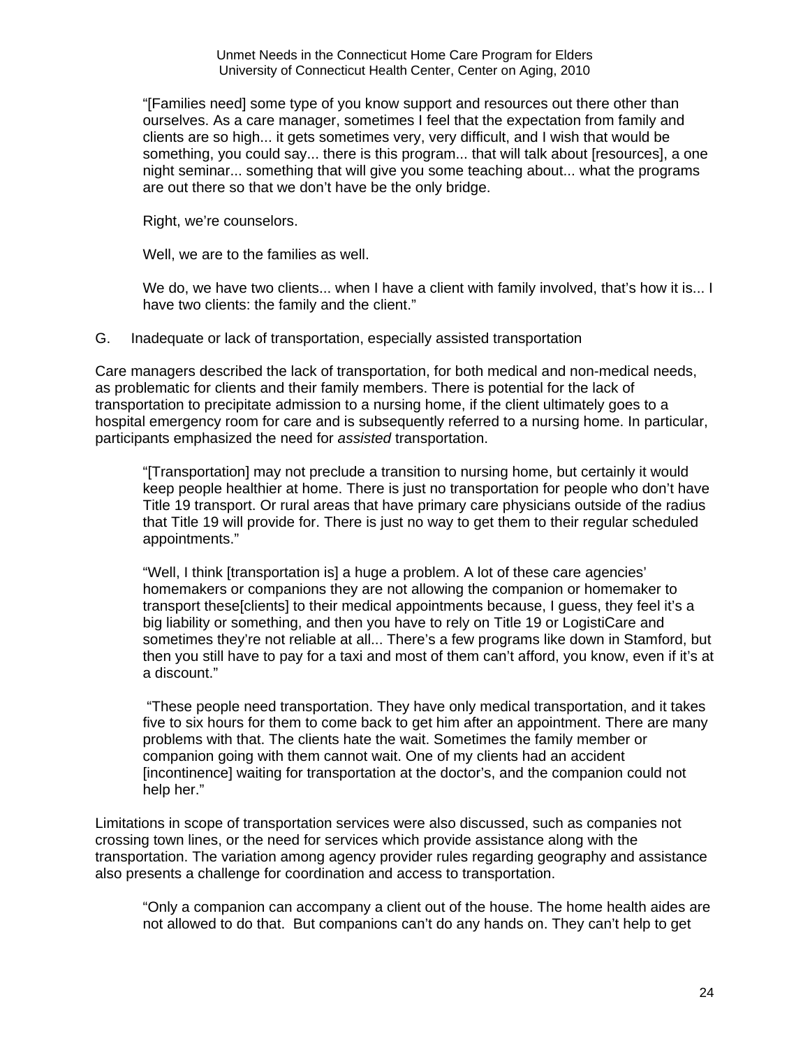"[Families need] some type of you know support and resources out there other than ourselves. As a care manager, sometimes I feel that the expectation from family and clients are so high... it gets sometimes very, very difficult, and I wish that would be something, you could say... there is this program... that will talk about [resources], a one night seminar... something that will give you some teaching about... what the programs are out there so that we don't have be the only bridge.

Right, we're counselors.

Well, we are to the families as well.

We do, we have two clients... when I have a client with family involved, that's how it is... I have two clients: the family and the client."

G. Inadequate or lack of transportation, especially assisted transportation

Care managers described the lack of transportation, for both medical and non-medical needs, as problematic for clients and their family members. There is potential for the lack of transportation to precipitate admission to a nursing home, if the client ultimately goes to a hospital emergency room for care and is subsequently referred to a nursing home. In particular, participants emphasized the need for *assisted* transportation.

"[Transportation] may not preclude a transition to nursing home, but certainly it would keep people healthier at home. There is just no transportation for people who don't have Title 19 transport. Or rural areas that have primary care physicians outside of the radius that Title 19 will provide for. There is just no way to get them to their regular scheduled appointments."

"Well, I think [transportation is] a huge a problem. A lot of these care agencies' homemakers or companions they are not allowing the companion or homemaker to transport these[clients] to their medical appointments because, I guess, they feel it's a big liability or something, and then you have to rely on Title 19 or LogistiCare and sometimes they're not reliable at all... There's a few programs like down in Stamford, but then you still have to pay for a taxi and most of them can't afford, you know, even if it's at a discount."

"These people need transportation. They have only medical transportation, and it takes five to six hours for them to come back to get him after an appointment. There are many problems with that. The clients hate the wait. Sometimes the family member or companion going with them cannot wait. One of my clients had an accident [incontinence] waiting for transportation at the doctor's, and the companion could not help her."

Limitations in scope of transportation services were also discussed, such as companies not crossing town lines, or the need for services which provide assistance along with the transportation. The variation among agency provider rules regarding geography and assistance also presents a challenge for coordination and access to transportation.

"Only a companion can accompany a client out of the house. The home health aides are not allowed to do that. But companions can't do any hands on. They can't help to get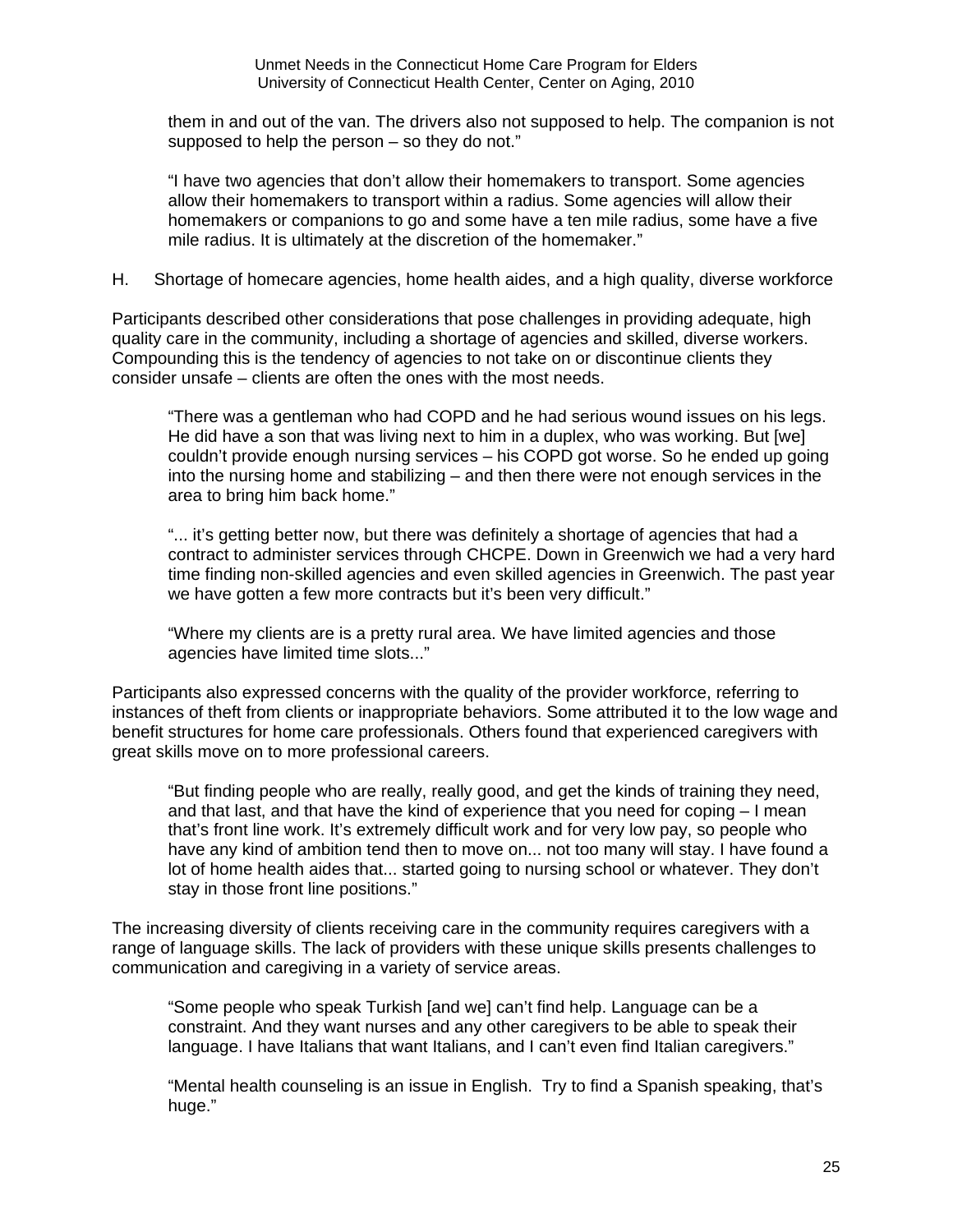> them in and out of the van. The drivers also not supposed to help. The companion is not supposed to help the person – so they do not."

> "I have two agencies that don't allow their homemakers to transport. Some agencies allow their homemakers to transport within a radius. Some agencies will allow their homemakers or companions to go and some have a ten mile radius, some have a five mile radius. It is ultimately at the discretion of the homemaker."

### H. Shortage of homecare agencies, home health aides, and a high quality, diverse workforce

Participants described other considerations that pose challenges in providing adequate, high quality care in the community, including a shortage of agencies and skilled, diverse workers. Compounding this is the tendency of agencies to not take on or discontinue clients they consider unsafe – clients are often the ones with the most needs.

> "There was a gentleman who had COPD and he had serious wound issues on his legs. He did have a son that was living next to him in a duplex, who was working. But [we] couldn't provide enough nursing services – his COPD got worse. So he ended up going into the nursing home and stabilizing – and then there were not enough services in the area to bring him back home."

> "... it's getting better now, but there was definitely a shortage of agencies that had a contract to administer services through CHCPE. Down in Greenwich we had a very hard time finding non-skilled agencies and even skilled agencies in Greenwich. The past year we have gotten a few more contracts but it's been very difficult."

> "Where my clients are is a pretty rural area. We have limited agencies and those agencies have limited time slots..."

Participants also expressed concerns with the quality of the provider workforce, referring to instances of theft from clients or inappropriate behaviors. Some attributed it to the low wage and benefit structures for home care professionals. Others found that experienced caregivers with great skills move on to more professional careers.

> "But finding people who are really, really good, and get the kinds of training they need, and that last, and that have the kind of experience that you need for coping – I mean that's front line work. It's extremely difficult work and for very low pay, so people who have any kind of ambition tend then to move on... not too many will stay. I have found a lot of home health aides that... started going to nursing school or whatever. They don't stay in those front line positions."

The increasing diversity of clients receiving care in the community requires caregivers with a range of language skills. The lack of providers with these unique skills presents challenges to communication and caregiving in a variety of service areas.

> "Some people who speak Turkish [and we] can't find help. Language can be a constraint. And they want nurses and any other caregivers to be able to speak their language. I have Italians that want Italians, and I can't even find Italian caregivers."

> "Mental health counseling is an issue in English. Try to find a Spanish speaking, that's huge."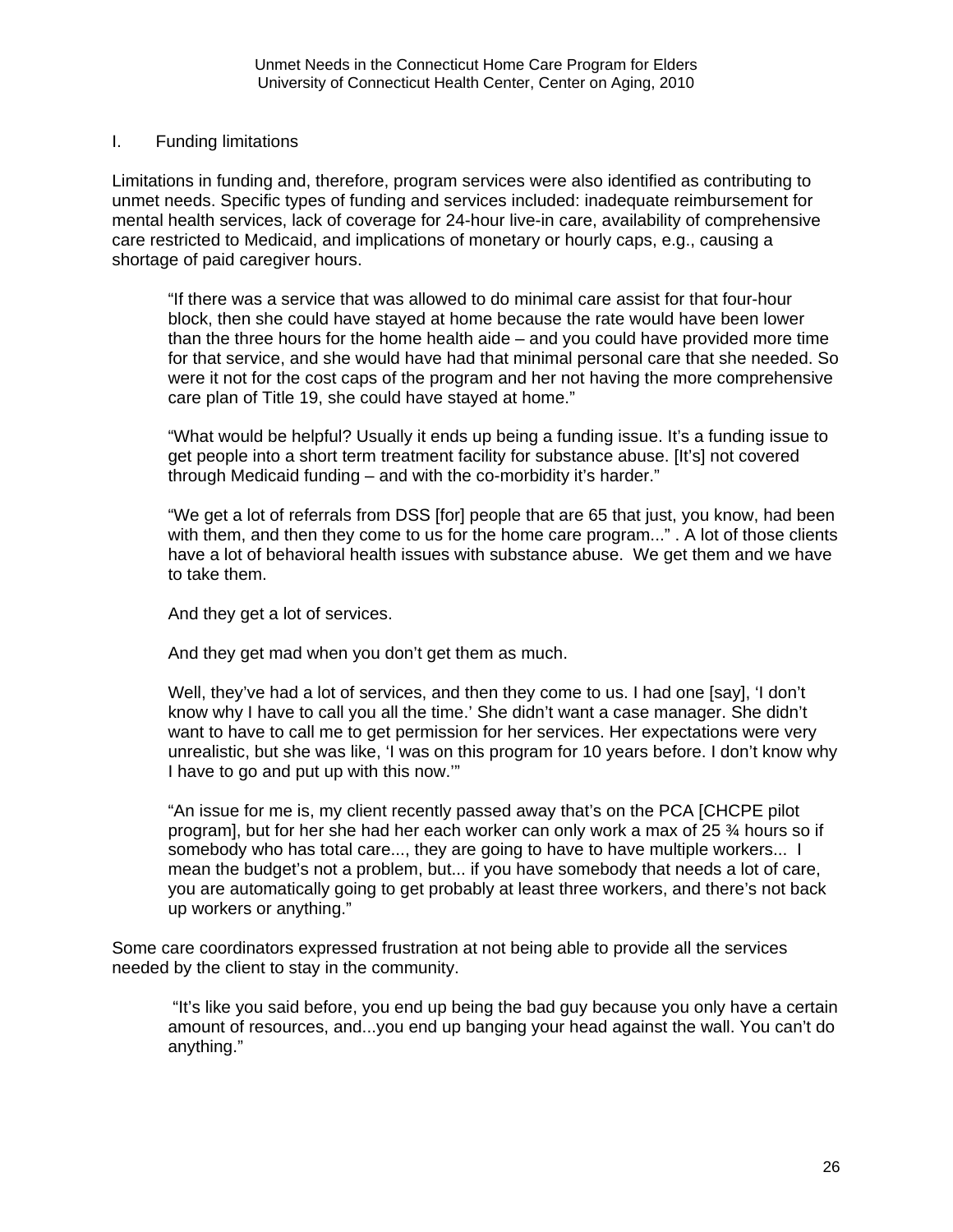## I. Funding limitations

Limitations in funding and, therefore, program services were also identified as contributing to unmet needs. Specific types of funding and services included: inadequate reimbursement for mental health services, lack of coverage for 24-hour live-in care, availability of comprehensive care restricted to Medicaid, and implications of monetary or hourly caps, e.g., causing a shortage of paid caregiver hours.

> "If there was a service that was allowed to do minimal care assist for that four-hour block, then she could have stayed at home because the rate would have been lower than the three hours for the home health aide – and you could have provided more time for that service, and she would have had that minimal personal care that she needed. So were it not for the cost caps of the program and her not having the more comprehensive care plan of Title 19, she could have stayed at home."

> "What would be helpful? Usually it ends up being a funding issue. It's a funding issue to get people into a short term treatment facility for substance abuse. [It's] not covered through Medicaid funding – and with the co-morbidity it's harder."

> "We get a lot of referrals from DSS [for] people that are 65 that just, you know, had been with them, and then they come to us for the home care program..." . A lot of those clients have a lot of behavioral health issues with substance abuse. We get them and we have to take them.
>
> And they get a lot of services.
>
> And they get mad when you don't get them as much.
>
> Well, they've had a lot of services, and then they come to us. I had one [say], 'I don't know why I have to call you all the time.' She didn't want a case manager. She didn't want to have to call me to get permission for her services. Her expectations were very unrealistic, but she was like, 'I was on this program for 10 years before. I don't know why I have to go and put up with this now.'"

> "An issue for me is, my client recently passed away that's on the PCA [CHCPE pilot program], but for her she had her each worker can only work a max of 25 ¾ hours so if somebody who has total care..., they are going to have to have multiple workers... I mean the budget's not a problem, but... if you have somebody that needs a lot of care, you are automatically going to get probably at least three workers, and there's not back up workers or anything."

Some care coordinators expressed frustration at not being able to provide all the services needed by the client to stay in the community.

> "It's like you said before, you end up being the bad guy because you only have a certain amount of resources, and...you end up banging your head against the wall. You can't do anything."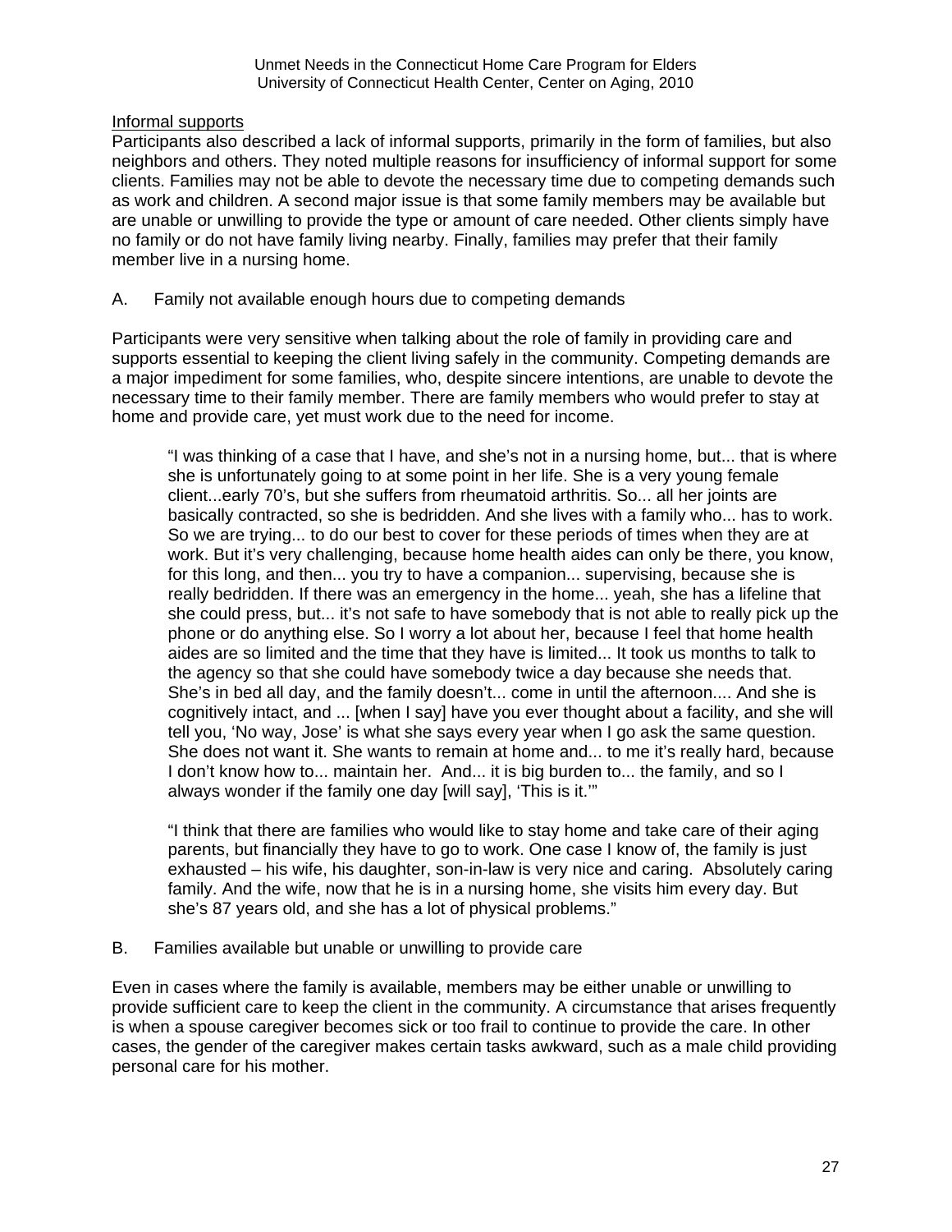Informal supports

Participants also described a lack of informal supports, primarily in the form of families, but also neighbors and others. They noted multiple reasons for insufficiency of informal support for some clients. Families may not be able to devote the necessary time due to competing demands such as work and children. A second major issue is that some family members may be available but are unable or unwilling to provide the type or amount of care needed. Other clients simply have no family or do not have family living nearby. Finally, families may prefer that their family member live in a nursing home.

A. Family not available enough hours due to competing demands

Participants were very sensitive when talking about the role of family in providing care and supports essential to keeping the client living safely in the community. Competing demands are a major impediment for some families, who, despite sincere intentions, are unable to devote the necessary time to their family member. There are family members who would prefer to stay at home and provide care, yet must work due to the need for income.

> "I was thinking of a case that I have, and she's not in a nursing home, but... that is where she is unfortunately going to at some point in her life. She is a very young female client...early 70's, but she suffers from rheumatoid arthritis. So... all her joints are basically contracted, so she is bedridden. And she lives with a family who... has to work. So we are trying... to do our best to cover for these periods of times when they are at work. But it's very challenging, because home health aides can only be there, you know, for this long, and then... you try to have a companion... supervising, because she is really bedridden. If there was an emergency in the home... yeah, she has a lifeline that she could press, but... it's not safe to have somebody that is not able to really pick up the phone or do anything else. So I worry a lot about her, because I feel that home health aides are so limited and the time that they have is limited... It took us months to talk to the agency so that she could have somebody twice a day because she needs that. She's in bed all day, and the family doesn't... come in until the afternoon.... And she is cognitively intact, and ... [when I say] have you ever thought about a facility, and she will tell you, 'No way, Jose' is what she says every year when I go ask the same question. She does not want it. She wants to remain at home and... to me it's really hard, because I don't know how to... maintain her. And... it is big burden to... the family, and so I always wonder if the family one day [will say], 'This is it.'"

> "I think that there are families who would like to stay home and take care of their aging parents, but financially they have to go to work. One case I know of, the family is just exhausted – his wife, his daughter, son-in-law is very nice and caring. Absolutely caring family. And the wife, now that he is in a nursing home, she visits him every day. But she's 87 years old, and she has a lot of physical problems."

B. Families available but unable or unwilling to provide care

Even in cases where the family is available, members may be either unable or unwilling to provide sufficient care to keep the client in the community. A circumstance that arises frequently is when a spouse caregiver becomes sick or too frail to continue to provide the care. In other cases, the gender of the caregiver makes certain tasks awkward, such as a male child providing personal care for his mother.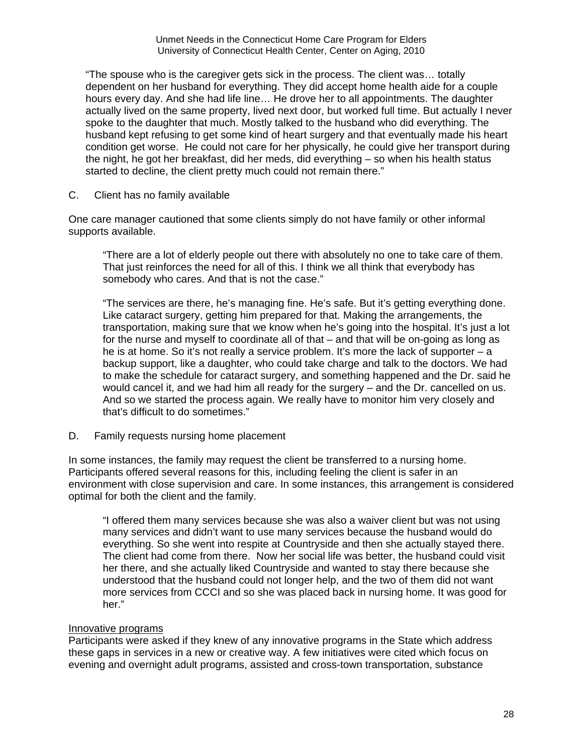"The spouse who is the caregiver gets sick in the process. The client was… totally dependent on her husband for everything. They did accept home health aide for a couple hours every day. And she had life line… He drove her to all appointments. The daughter actually lived on the same property, lived next door, but worked full time. But actually I never spoke to the daughter that much. Mostly talked to the husband who did everything. The husband kept refusing to get some kind of heart surgery and that eventually made his heart condition get worse. He could not care for her physically, he could give her transport during the night, he got her breakfast, did her meds, did everything – so when his health status started to decline, the client pretty much could not remain there."

C. Client has no family available

One care manager cautioned that some clients simply do not have family or other informal supports available.

> "There are a lot of elderly people out there with absolutely no one to take care of them. That just reinforces the need for all of this. I think we all think that everybody has somebody who cares. And that is not the case."
>
> "The services are there, he's managing fine. He's safe. But it's getting everything done. Like cataract surgery, getting him prepared for that. Making the arrangements, the transportation, making sure that we know when he's going into the hospital. It's just a lot for the nurse and myself to coordinate all of that – and that will be on-going as long as he is at home. So it's not really a service problem. It's more the lack of supporter – a backup support, like a daughter, who could take charge and talk to the doctors. We had to make the schedule for cataract surgery, and something happened and the Dr. said he would cancel it, and we had him all ready for the surgery – and the Dr. cancelled on us. And so we started the process again. We really have to monitor him very closely and that's difficult to do sometimes."

D. Family requests nursing home placement

In some instances, the family may request the client be transferred to a nursing home. Participants offered several reasons for this, including feeling the client is safer in an environment with close supervision and care. In some instances, this arrangement is considered optimal for both the client and the family.

> "I offered them many services because she was also a waiver client but was not using many services and didn't want to use many services because the husband would do everything. So she went into respite at Countryside and then she actually stayed there. The client had come from there. Now her social life was better, the husband could visit her there, and she actually liked Countryside and wanted to stay there because she understood that the husband could not longer help, and the two of them did not want more services from CCCI and so she was placed back in nursing home. It was good for her."

<u>Innovative programs</u>

Participants were asked if they knew of any innovative programs in the State which address these gaps in services in a new or creative way. A few initiatives were cited which focus on evening and overnight adult programs, assisted and cross-town transportation, substance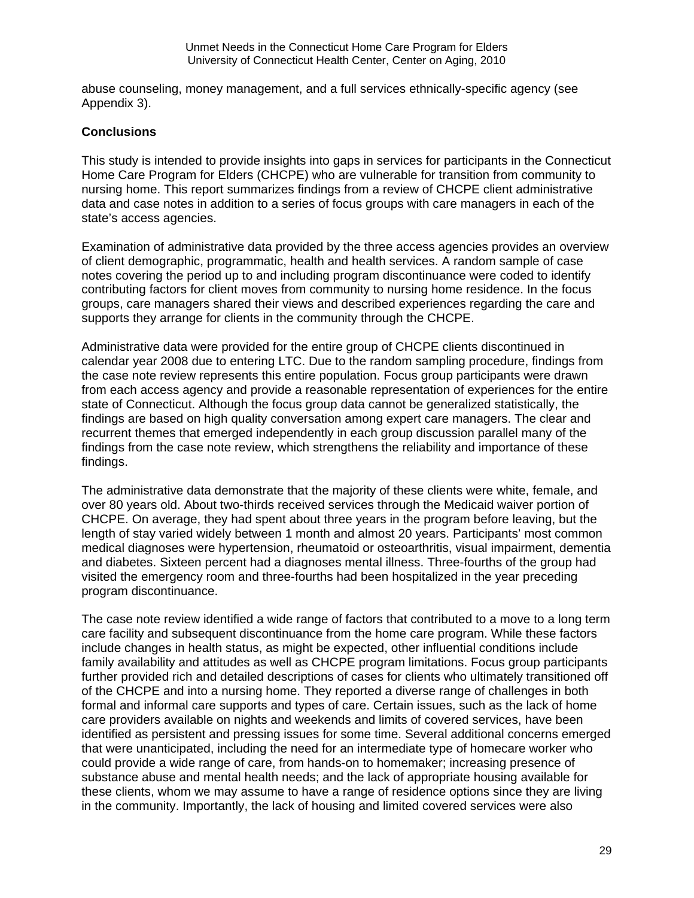abuse counseling, money management, and a full services ethnically-specific agency (see Appendix 3).

**Conclusions**

This study is intended to provide insights into gaps in services for participants in the Connecticut Home Care Program for Elders (CHCPE) who are vulnerable for transition from community to nursing home. This report summarizes findings from a review of CHCPE client administrative data and case notes in addition to a series of focus groups with care managers in each of the state's access agencies.

Examination of administrative data provided by the three access agencies provides an overview of client demographic, programmatic, health and health services. A random sample of case notes covering the period up to and including program discontinuance were coded to identify contributing factors for client moves from community to nursing home residence. In the focus groups, care managers shared their views and described experiences regarding the care and supports they arrange for clients in the community through the CHCPE.

Administrative data were provided for the entire group of CHCPE clients discontinued in calendar year 2008 due to entering LTC. Due to the random sampling procedure, findings from the case note review represents this entire population. Focus group participants were drawn from each access agency and provide a reasonable representation of experiences for the entire state of Connecticut. Although the focus group data cannot be generalized statistically, the findings are based on high quality conversation among expert care managers. The clear and recurrent themes that emerged independently in each group discussion parallel many of the findings from the case note review, which strengthens the reliability and importance of these findings.

The administrative data demonstrate that the majority of these clients were white, female, and over 80 years old. About two-thirds received services through the Medicaid waiver portion of CHCPE. On average, they had spent about three years in the program before leaving, but the length of stay varied widely between 1 month and almost 20 years. Participants' most common medical diagnoses were hypertension, rheumatoid or osteoarthritis, visual impairment, dementia and diabetes. Sixteen percent had a diagnoses mental illness. Three-fourths of the group had visited the emergency room and three-fourths had been hospitalized in the year preceding program discontinuance.

The case note review identified a wide range of factors that contributed to a move to a long term care facility and subsequent discontinuance from the home care program. While these factors include changes in health status, as might be expected, other influential conditions include family availability and attitudes as well as CHCPE program limitations. Focus group participants further provided rich and detailed descriptions of cases for clients who ultimately transitioned off of the CHCPE and into a nursing home. They reported a diverse range of challenges in both formal and informal care supports and types of care. Certain issues, such as the lack of home care providers available on nights and weekends and limits of covered services, have been identified as persistent and pressing issues for some time. Several additional concerns emerged that were unanticipated, including the need for an intermediate type of homecare worker who could provide a wide range of care, from hands-on to homemaker; increasing presence of substance abuse and mental health needs; and the lack of appropriate housing available for these clients, whom we may assume to have a range of residence options since they are living in the community. Importantly, the lack of housing and limited covered services were also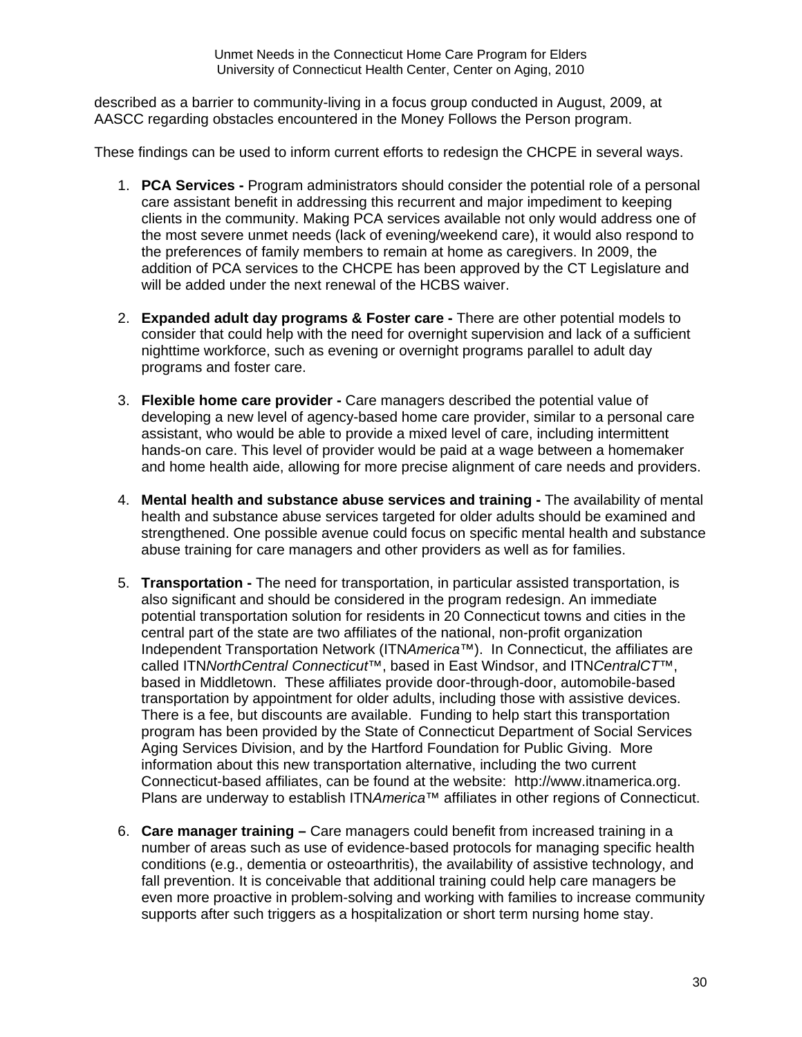described as a barrier to community-living in a focus group conducted in August, 2009, at AASCC regarding obstacles encountered in the Money Follows the Person program.

These findings can be used to inform current efforts to redesign the CHCPE in several ways.

1. **PCA Services -** Program administrators should consider the potential role of a personal care assistant benefit in addressing this recurrent and major impediment to keeping clients in the community. Making PCA services available not only would address one of the most severe unmet needs (lack of evening/weekend care), it would also respond to the preferences of family members to remain at home as caregivers. In 2009, the addition of PCA services to the CHCPE has been approved by the CT Legislature and will be added under the next renewal of the HCBS waiver.

2. **Expanded adult day programs & Foster care -** There are other potential models to consider that could help with the need for overnight supervision and lack of a sufficient nighttime workforce, such as evening or overnight programs parallel to adult day programs and foster care.

3. **Flexible home care provider -** Care managers described the potential value of developing a new level of agency-based home care provider, similar to a personal care assistant, who would be able to provide a mixed level of care, including intermittent hands-on care. This level of provider would be paid at a wage between a homemaker and home health aide, allowing for more precise alignment of care needs and providers.

4. **Mental health and substance abuse services and training -** The availability of mental health and substance abuse services targeted for older adults should be examined and strengthened. One possible avenue could focus on specific mental health and substance abuse training for care managers and other providers as well as for families.

5. **Transportation -** The need for transportation, in particular assisted transportation, is also significant and should be considered in the program redesign. An immediate potential transportation solution for residents in 20 Connecticut towns and cities in the central part of the state are two affiliates of the national, non-profit organization Independent Transportation Network (ITN*America*™). In Connecticut, the affiliates are called ITN*NorthCentral Connecticut*™, based in East Windsor, and ITN*CentralCT*™, based in Middletown. These affiliates provide door-through-door, automobile-based transportation by appointment for older adults, including those with assistive devices. There is a fee, but discounts are available. Funding to help start this transportation program has been provided by the State of Connecticut Department of Social Services Aging Services Division, and by the Hartford Foundation for Public Giving. More information about this new transportation alternative, including the two current Connecticut-based affiliates, can be found at the website: http://www.itnamerica.org. Plans are underway to establish ITN*America*™ affiliates in other regions of Connecticut.

6. **Care manager training –** Care managers could benefit from increased training in a number of areas such as use of evidence-based protocols for managing specific health conditions (e.g., dementia or osteoarthritis), the availability of assistive technology, and fall prevention. It is conceivable that additional training could help care managers be even more proactive in problem-solving and working with families to increase community supports after such triggers as a hospitalization or short term nursing home stay.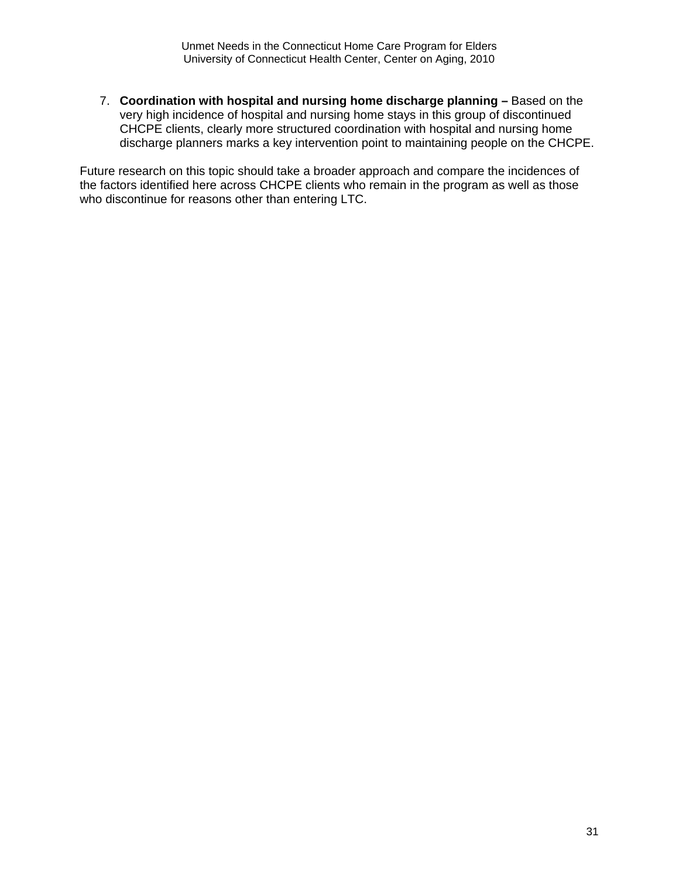7. **Coordination with hospital and nursing home discharge planning –** Based on the very high incidence of hospital and nursing home stays in this group of discontinued CHCPE clients, clearly more structured coordination with hospital and nursing home discharge planners marks a key intervention point to maintaining people on the CHCPE.

Future research on this topic should take a broader approach and compare the incidences of the factors identified here across CHCPE clients who remain in the program as well as those who discontinue for reasons other than entering LTC.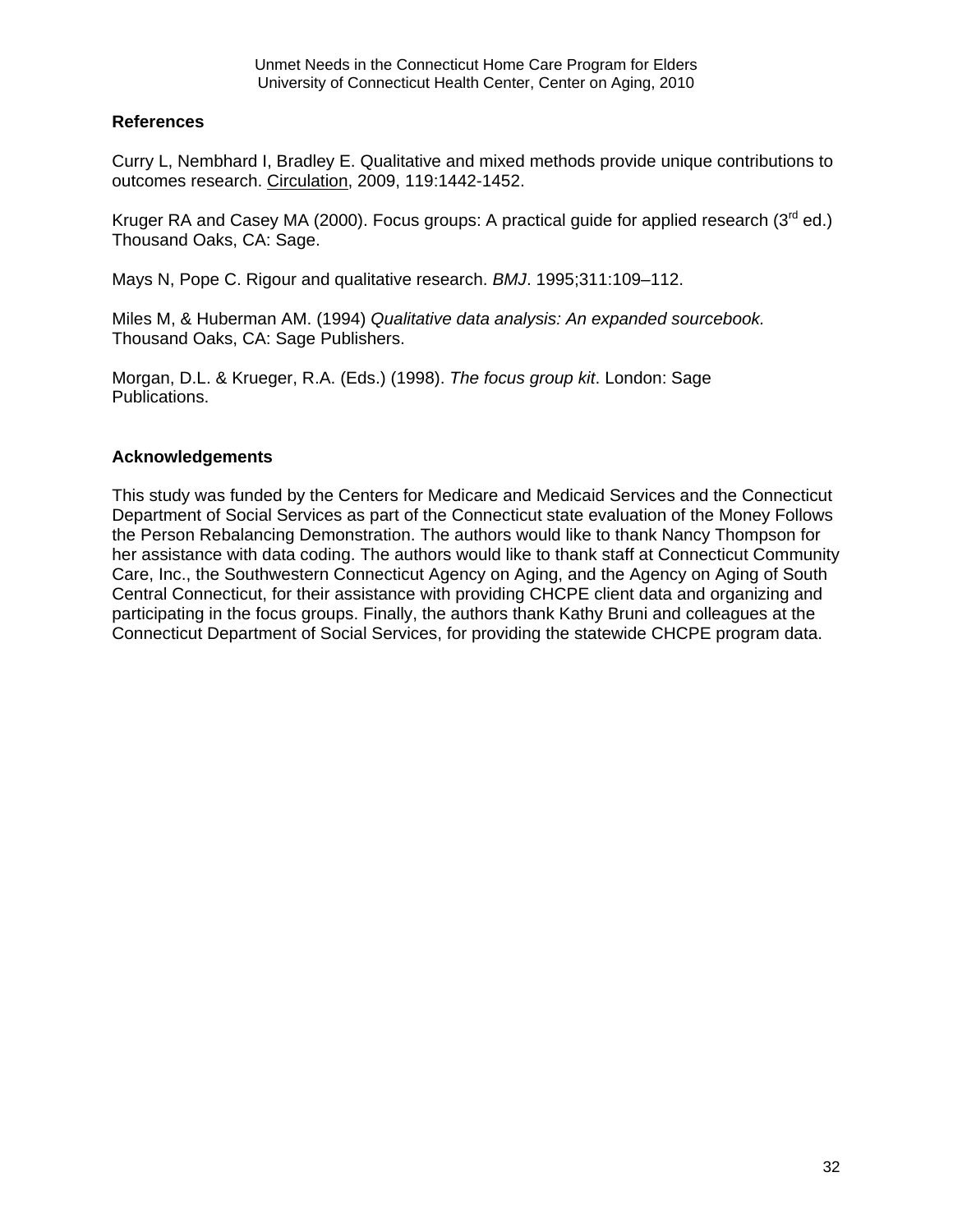## References

Curry L, Nembhard I, Bradley E. Qualitative and mixed methods provide unique contributions to outcomes research. Circulation, 2009, 119:1442-1452.

Kruger RA and Casey MA (2000). Focus groups: A practical guide for applied research (3rd ed.) Thousand Oaks, CA: Sage.

Mays N, Pope C. Rigour and qualitative research. *BMJ*. 1995;311:109–112.

Miles M, & Huberman AM. (1994) *Qualitative data analysis: An expanded sourcebook.* Thousand Oaks, CA: Sage Publishers.

Morgan, D.L. & Krueger, R.A. (Eds.) (1998). *The focus group kit*. London: Sage Publications.

## Acknowledgements

This study was funded by the Centers for Medicare and Medicaid Services and the Connecticut Department of Social Services as part of the Connecticut state evaluation of the Money Follows the Person Rebalancing Demonstration. The authors would like to thank Nancy Thompson for her assistance with data coding. The authors would like to thank staff at Connecticut Community Care, Inc., the Southwestern Connecticut Agency on Aging, and the Agency on Aging of South Central Connecticut, for their assistance with providing CHCPE client data and organizing and participating in the focus groups. Finally, the authors thank Kathy Bruni and colleagues at the Connecticut Department of Social Services, for providing the statewide CHCPE program data.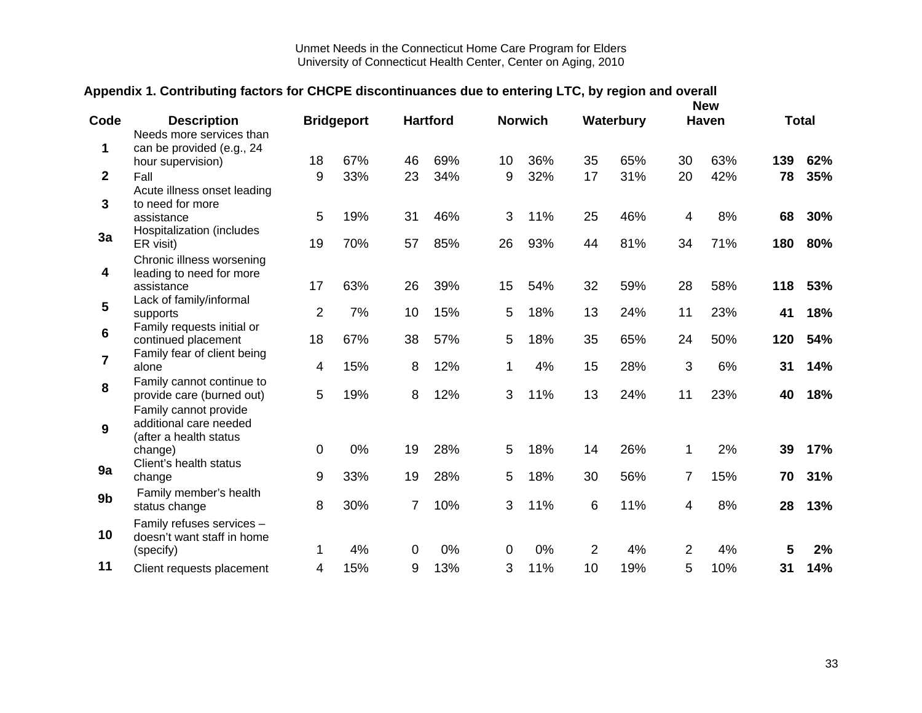## Appendix 1. Contributing factors for CHCPE discontinuances due to entering LTC, by region and overall

| Code | Description | Bridgeport | | Hartford | | Norwich | | Waterbury | | New Haven | | Total | |
|---|---|---|---|---|---|---|---|---|---|---|---|---|---|
| **1** | Needs more services than can be provided (e.g., 24 hour supervision) | 18 | 67% | 46 | 69% | 10 | 36% | 35 | 65% | 30 | 63% | **139** | **62%** |
| **2** | Fall | 9 | 33% | 23 | 34% | 9 | 32% | 17 | 31% | 20 | 42% | **78** | **35%** |
| **3** | Acute illness onset leading to need for more assistance | 5 | 19% | 31 | 46% | 3 | 11% | 25 | 46% | 4 | 8% | **68** | **30%** |
| **3a** | Hospitalization (includes ER visit) | 19 | 70% | 57 | 85% | 26 | 93% | 44 | 81% | 34 | 71% | **180** | **80%** |
| **4** | Chronic illness worsening leading to need for more assistance | 17 | 63% | 26 | 39% | 15 | 54% | 32 | 59% | 28 | 58% | **118** | **53%** |
| **5** | Lack of family/informal supports | 2 | 7% | 10 | 15% | 5 | 18% | 13 | 24% | 11 | 23% | **41** | **18%** |
| **6** | Family requests initial or continued placement | 18 | 67% | 38 | 57% | 5 | 18% | 35 | 65% | 24 | 50% | **120** | **54%** |
| **7** | Family fear of client being alone | 4 | 15% | 8 | 12% | 1 | 4% | 15 | 28% | 3 | 6% | **31** | **14%** |
| **8** | Family cannot continue to provide care (burned out) | 5 | 19% | 8 | 12% | 3 | 11% | 13 | 24% | 11 | 23% | **40** | **18%** |
| **9** | Family cannot provide additional care needed (after a health status change) | 0 | 0% | 19 | 28% | 5 | 18% | 14 | 26% | 1 | 2% | **39** | **17%** |
| **9a** | Client's health status change | 9 | 33% | 19 | 28% | 5 | 18% | 30 | 56% | 7 | 15% | **70** | **31%** |
| **9b** | Family member's health status change | 8 | 30% | 7 | 10% | 3 | 11% | 6 | 11% | 4 | 8% | **28** | **13%** |
| **10** | Family refuses services – doesn't want staff in home (specify) | 1 | 4% | 0 | 0% | 0 | 0% | 2 | 4% | 2 | 4% | **5** | **2%** |
| **11** | Client requests placement | 4 | 15% | 9 | 13% | 3 | 11% | 10 | 19% | 5 | 10% | **31** | **14%** |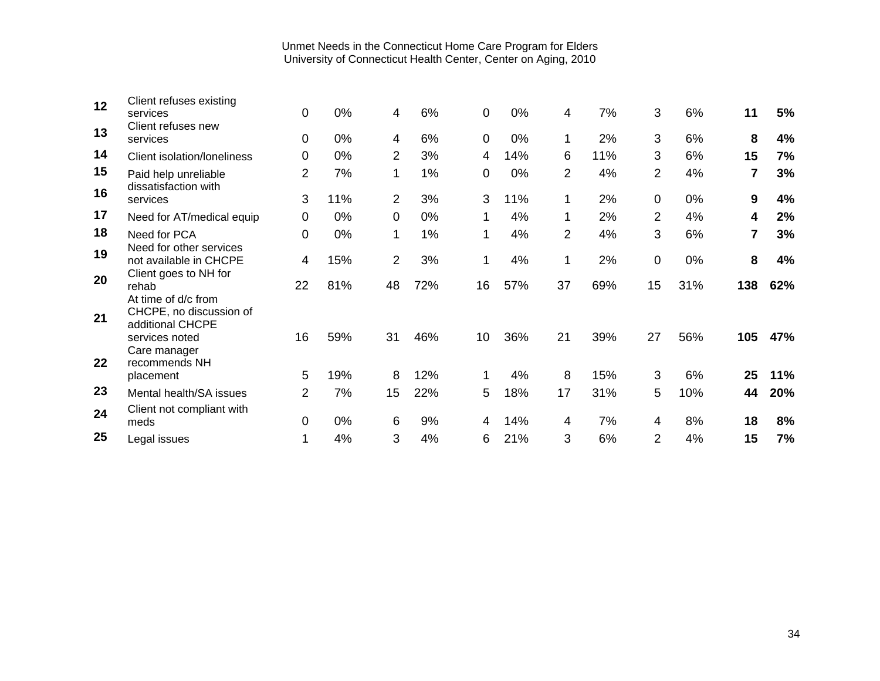Unmet Needs in the Connecticut Home Care Program for Elders
University of Connecticut Health Center, Center on Aging, 2010

| | | | | | | | | | | | | | |
|---|---|---|---|---|---|---|---|---|---|---|---|---|---|
| **12** | Client refuses existing services | 0 | 0% | 4 | 6% | 0 | 0% | 4 | 7% | 3 | 6% | **11** | **5%** |
| **13** | Client refuses new services | 0 | 0% | 4 | 6% | 0 | 0% | 1 | 2% | 3 | 6% | **8** | **4%** |
| **14** | Client isolation/loneliness | 0 | 0% | 2 | 3% | 4 | 14% | 6 | 11% | 3 | 6% | **15** | **7%** |
| **15** | Paid help unreliable | 2 | 7% | 1 | 1% | 0 | 0% | 2 | 4% | 2 | 4% | **7** | **3%** |
| **16** | dissatisfaction with services | 3 | 11% | 2 | 3% | 3 | 11% | 1 | 2% | 0 | 0% | **9** | **4%** |
| **17** | Need for AT/medical equip | 0 | 0% | 0 | 0% | 1 | 4% | 1 | 2% | 2 | 4% | **4** | **2%** |
| **18** | Need for PCA | 0 | 0% | 1 | 1% | 1 | 4% | 2 | 4% | 3 | 6% | **7** | **3%** |
| **19** | Need for other services not available in CHCPE | 4 | 15% | 2 | 3% | 1 | 4% | 1 | 2% | 0 | 0% | **8** | **4%** |
| **20** | Client goes to NH for rehab | 22 | 81% | 48 | 72% | 16 | 57% | 37 | 69% | 15 | 31% | **138** | **62%** |
| **21** | At time of d/c from CHCPE, no discussion of additional CHCPE services noted | 16 | 59% | 31 | 46% | 10 | 36% | 21 | 39% | 27 | 56% | **105** | **47%** |
| **22** | Care manager recommends NH placement | 5 | 19% | 8 | 12% | 1 | 4% | 8 | 15% | 3 | 6% | **25** | **11%** |
| **23** | Mental health/SA issues | 2 | 7% | 15 | 22% | 5 | 18% | 17 | 31% | 5 | 10% | **44** | **20%** |
| **24** | Client not compliant with meds | 0 | 0% | 6 | 9% | 4 | 14% | 4 | 7% | 4 | 8% | **18** | **8%** |
| **25** | Legal issues | 1 | 4% | 3 | 4% | 6 | 21% | 3 | 6% | 2 | 4% | **15** | **7%** |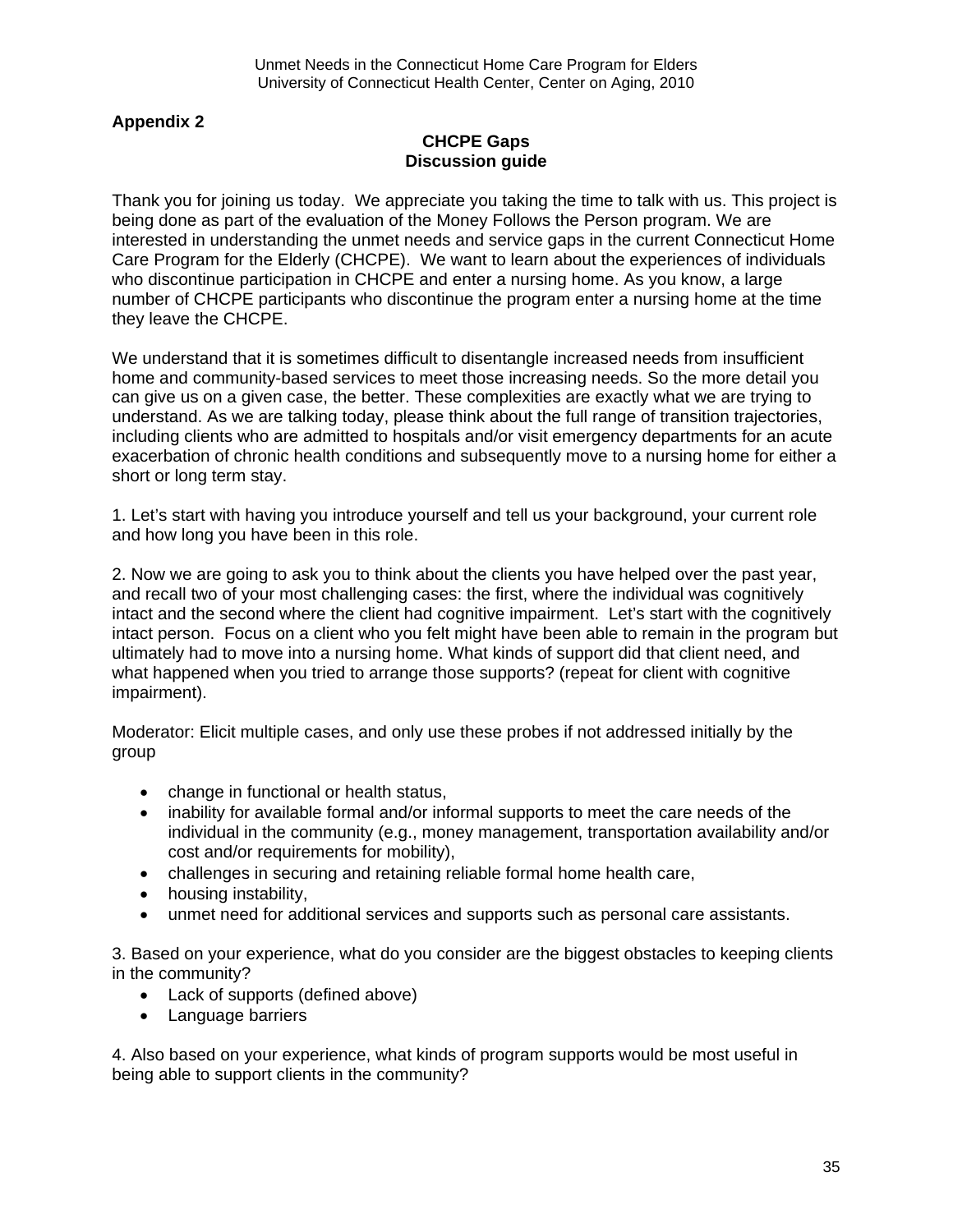**Appendix 2**

**CHCPE Gaps**
**Discussion guide**

Thank you for joining us today. We appreciate you taking the time to talk with us. This project is being done as part of the evaluation of the Money Follows the Person program. We are interested in understanding the unmet needs and service gaps in the current Connecticut Home Care Program for the Elderly (CHCPE). We want to learn about the experiences of individuals who discontinue participation in CHCPE and enter a nursing home. As you know, a large number of CHCPE participants who discontinue the program enter a nursing home at the time they leave the CHCPE.

We understand that it is sometimes difficult to disentangle increased needs from insufficient home and community-based services to meet those increasing needs. So the more detail you can give us on a given case, the better. These complexities are exactly what we are trying to understand. As we are talking today, please think about the full range of transition trajectories, including clients who are admitted to hospitals and/or visit emergency departments for an acute exacerbation of chronic health conditions and subsequently move to a nursing home for either a short or long term stay.

1. Let's start with having you introduce yourself and tell us your background, your current role and how long you have been in this role.

2. Now we are going to ask you to think about the clients you have helped over the past year, and recall two of your most challenging cases: the first, where the individual was cognitively intact and the second where the client had cognitive impairment. Let's start with the cognitively intact person. Focus on a client who you felt might have been able to remain in the program but ultimately had to move into a nursing home. What kinds of support did that client need, and what happened when you tried to arrange those supports? (repeat for client with cognitive impairment).

Moderator: Elicit multiple cases, and only use these probes if not addressed initially by the group

- change in functional or health status,
- inability for available formal and/or informal supports to meet the care needs of the individual in the community (e.g., money management, transportation availability and/or cost and/or requirements for mobility),
- challenges in securing and retaining reliable formal home health care,
- housing instability,
- unmet need for additional services and supports such as personal care assistants.

3. Based on your experience, what do you consider are the biggest obstacles to keeping clients in the community?
- Lack of supports (defined above)
- Language barriers

4. Also based on your experience, what kinds of program supports would be most useful in being able to support clients in the community?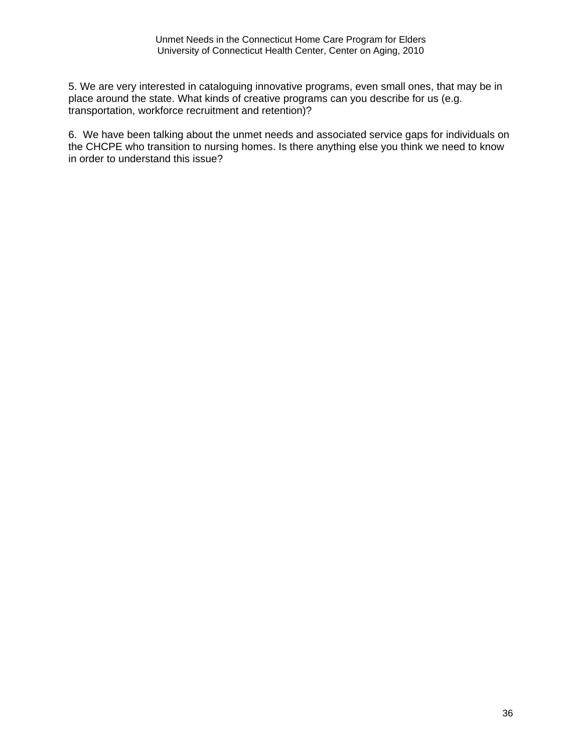5. We are very interested in cataloguing innovative programs, even small ones, that may be in place around the state. What kinds of creative programs can you describe for us (e.g. transportation, workforce recruitment and retention)?

6. We have been talking about the unmet needs and associated service gaps for individuals on the CHCPE who transition to nursing homes. Is there anything else you think we need to know in order to understand this issue?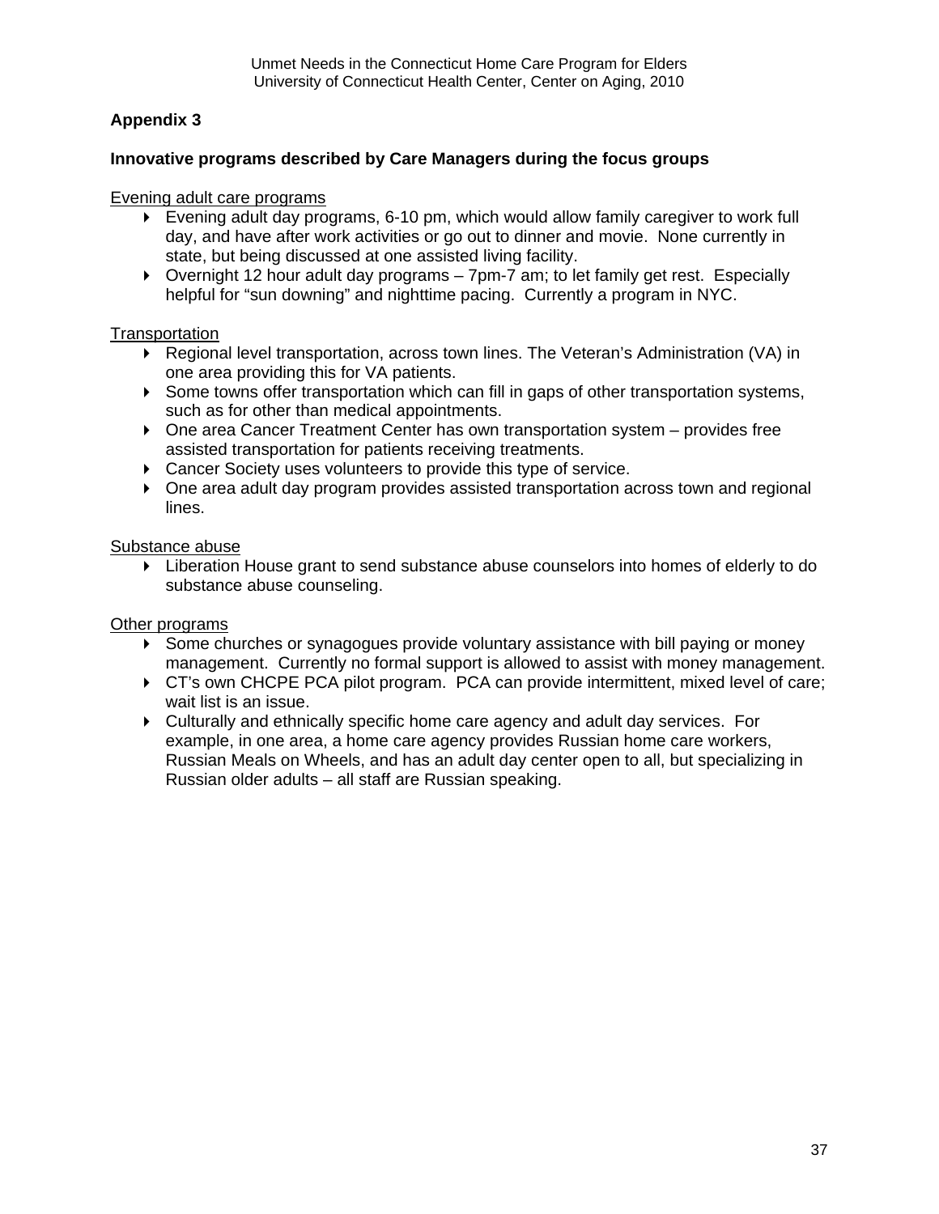## Appendix 3

### Innovative programs described by Care Managers during the focus groups

Evening adult care programs

- Evening adult day programs, 6-10 pm, which would allow family caregiver to work full day, and have after work activities or go out to dinner and movie. None currently in state, but being discussed at one assisted living facility.
- Overnight 12 hour adult day programs – 7pm-7 am; to let family get rest. Especially helpful for "sun downing" and nighttime pacing. Currently a program in NYC.

Transportation

- Regional level transportation, across town lines. The Veteran's Administration (VA) in one area providing this for VA patients.
- Some towns offer transportation which can fill in gaps of other transportation systems, such as for other than medical appointments.
- One area Cancer Treatment Center has own transportation system – provides free assisted transportation for patients receiving treatments.
- Cancer Society uses volunteers to provide this type of service.
- One area adult day program provides assisted transportation across town and regional lines.

Substance abuse

- Liberation House grant to send substance abuse counselors into homes of elderly to do substance abuse counseling.

Other programs

- Some churches or synagogues provide voluntary assistance with bill paying or money management. Currently no formal support is allowed to assist with money management.
- CT's own CHCPE PCA pilot program. PCA can provide intermittent, mixed level of care; wait list is an issue.
- Culturally and ethnically specific home care agency and adult day services. For example, in one area, a home care agency provides Russian home care workers, Russian Meals on Wheels, and has an adult day center open to all, but specializing in Russian older adults – all staff are Russian speaking.